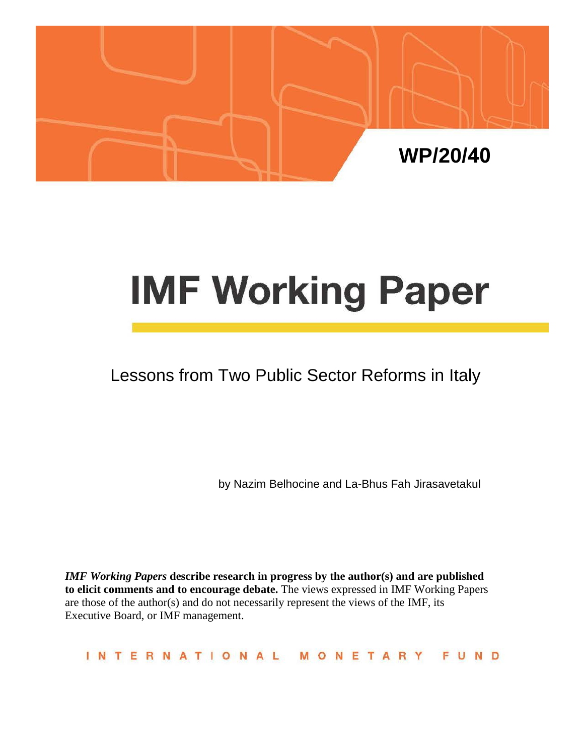WP/20/40

# IMF Working Paper

## Lessons from Two Public Sector Reforms in Italy

by Nazim Belhocine and La-Bhus Fah Jirasavetakul

***IMF Working Papers* describe research in progress by the author(s) and are published to elicit comments and to encourage debate.** The views expressed in IMF Working Papers are those of the author(s) and do not necessarily represent the views of the IMF, its Executive Board, or IMF management.

INTERNATIONAL MONETARY FUND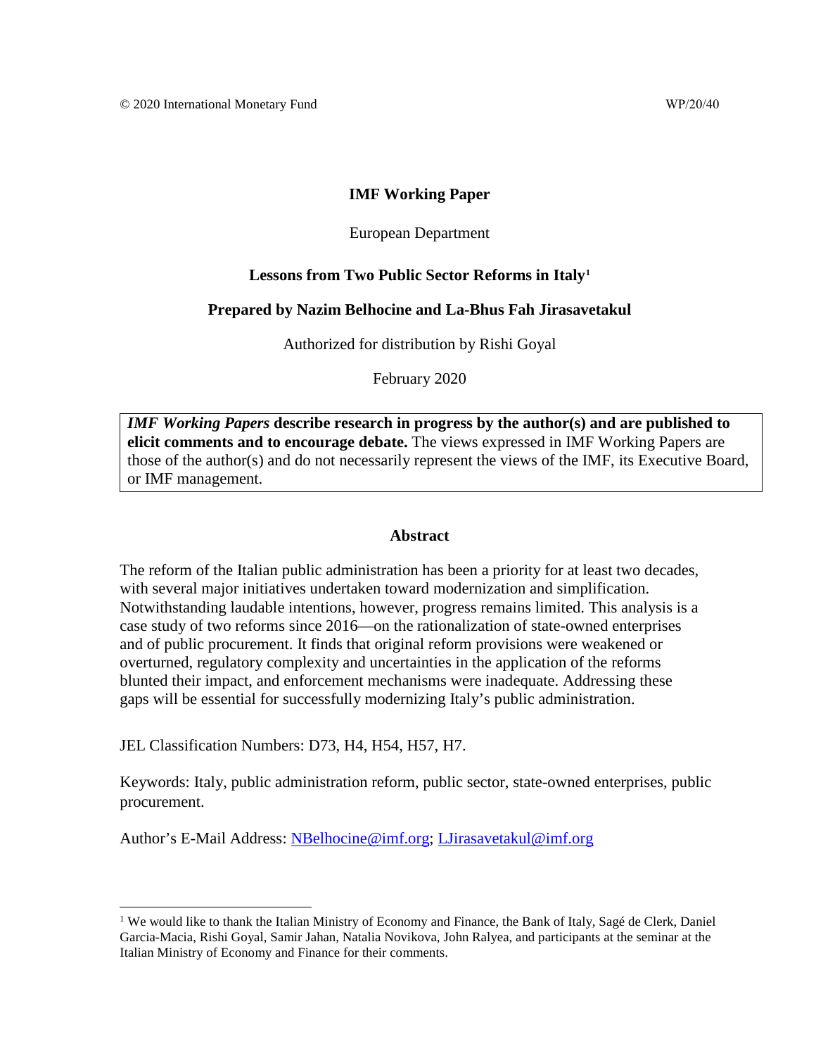© 2020 International Monetary Fund WP/20/40

# IMF Working Paper

European Department

## Lessons from Two Public Sector Reforms in Italy[1]

**Prepared by Nazim Belhocine and La-Bhus Fah Jirasavetakul**

Authorized for distribution by Rishi Goyal

February 2020

***IMF Working Papers* describe research in progress by the author(s) and are published to elicit comments and to encourage debate.** The views expressed in IMF Working Papers are those of the author(s) and do not necessarily represent the views of the IMF, its Executive Board, or IMF management.

## Abstract

The reform of the Italian public administration has been a priority for at least two decades, with several major initiatives undertaken toward modernization and simplification. Notwithstanding laudable intentions, however, progress remains limited. This analysis is a case study of two reforms since 2016—on the rationalization of state-owned enterprises and of public procurement. It finds that original reform provisions were weakened or overturned, regulatory complexity and uncertainties in the application of the reforms blunted their impact, and enforcement mechanisms were inadequate. Addressing these gaps will be essential for successfully modernizing Italy's public administration.

JEL Classification Numbers: D73, H4, H54, H57, H7.

Keywords: Italy, public administration reform, public sector, state-owned enterprises, public procurement.

Author's E-Mail Address: NBelhocine@imf.org; LJirasavetakul@imf.org

---

[1] We would like to thank the Italian Ministry of Economy and Finance, the Bank of Italy, Sagé de Clerk, Daniel Garcia-Macia, Rishi Goyal, Samir Jahan, Natalia Novikova, John Ralyea, and participants at the seminar at the Italian Ministry of Economy and Finance for their comments.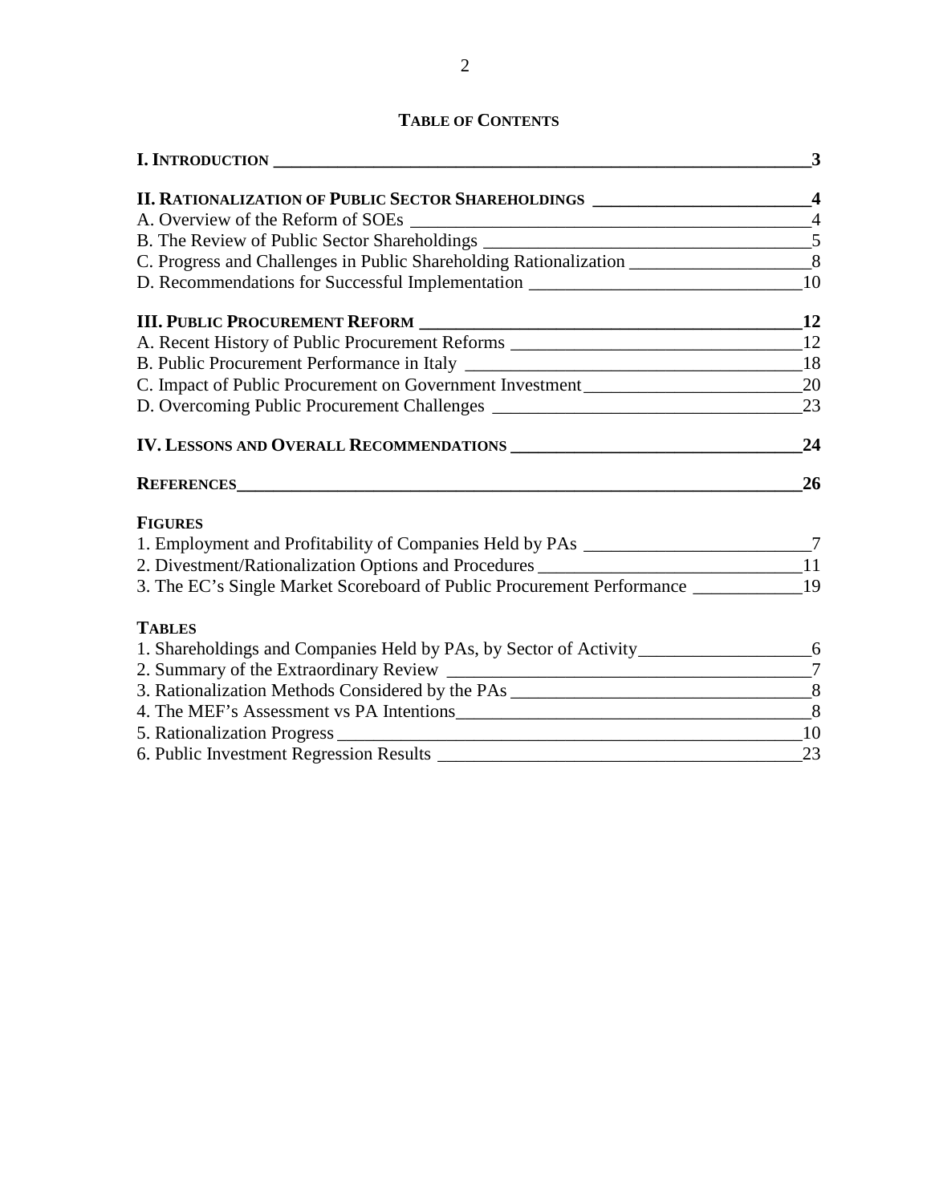## TABLE OF CONTENTS

**I. INTRODUCTION** **3**

**II. RATIONALIZATION OF PUBLIC SECTOR SHAREHOLDINGS** **4**
A. Overview of the Reform of SOEs 4
B. The Review of Public Sector Shareholdings 5
C. Progress and Challenges in Public Shareholding Rationalization 8
D. Recommendations for Successful Implementation 10

**III. PUBLIC PROCUREMENT REFORM** **12**
A. Recent History of Public Procurement Reforms 12
B. Public Procurement Performance in Italy 18
C. Impact of Public Procurement on Government Investment 20
D. Overcoming Public Procurement Challenges 23

**IV. LESSONS AND OVERALL RECOMMENDATIONS** **24**

**REFERENCES** **26**

**FIGURES**
1. Employment and Profitability of Companies Held by PAs 7
2. Divestment/Rationalization Options and Procedures 11
3. The EC's Single Market Scoreboard of Public Procurement Performance 19

**TABLES**
1. Shareholdings and Companies Held by PAs, by Sector of Activity 6
2. Summary of the Extraordinary Review 7
3. Rationalization Methods Considered by the PAs 8
4. The MEF's Assessment vs PA Intentions 8
5. Rationalization Progress 10
6. Public Investment Regression Results 23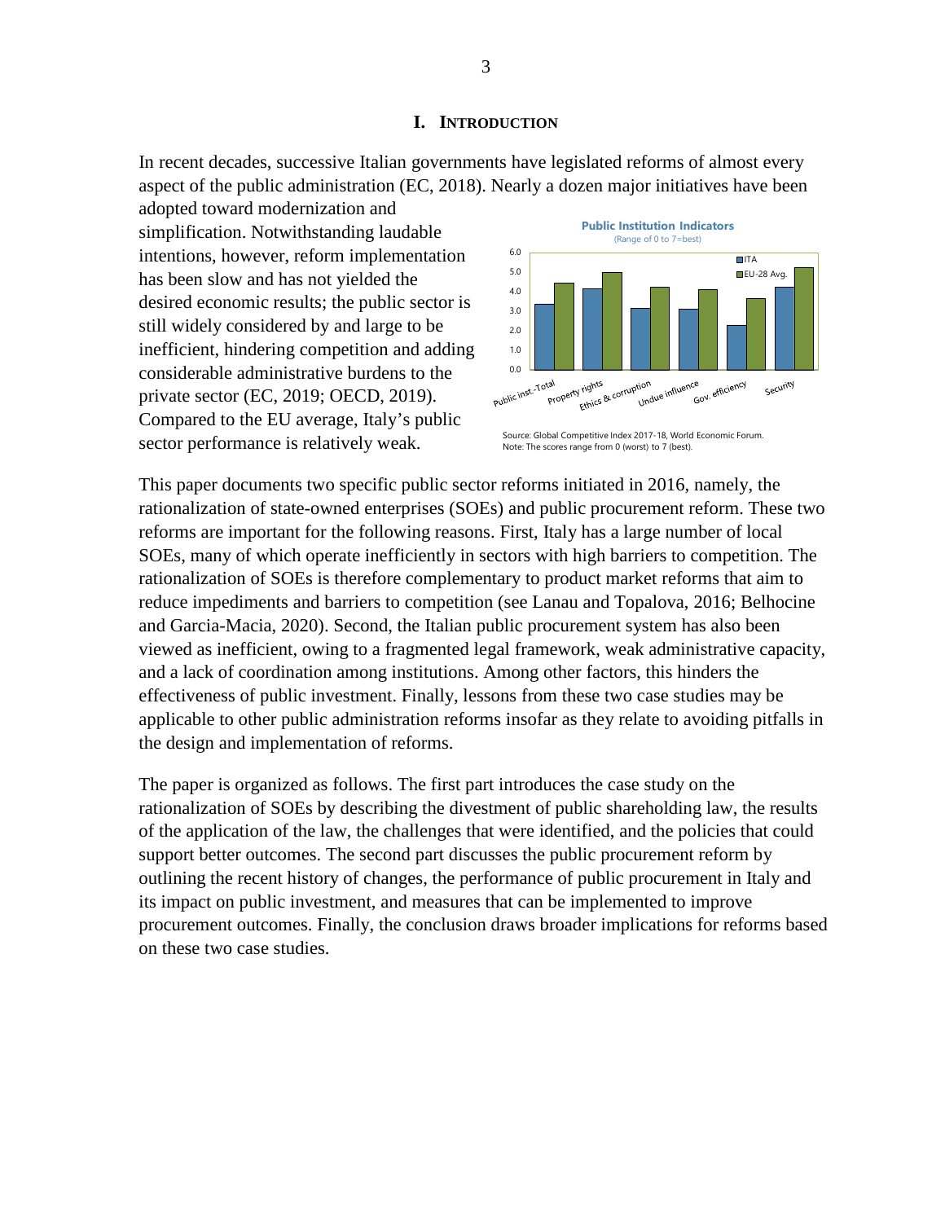# I. INTRODUCTION

In recent decades, successive Italian governments have legislated reforms of almost every aspect of the public administration (EC, 2018). Nearly a dozen major initiatives have been adopted toward modernization and simplification. Notwithstanding laudable intentions, however, reform implementation has been slow and has not yielded the desired economic results; the public sector is still widely considered by and large to be inefficient, hindering competition and adding considerable administrative burdens to the private sector (EC, 2019; OECD, 2019). Compared to the EU average, Italy's public sector performance is relatively weak.

**Public Institution Indicators**
(Range of 0 to 7=best)

Source: Global Competitive Index 2017-18, World Economic Forum.
Note: The scores range from 0 (worst) to 7 (best).

This paper documents two specific public sector reforms initiated in 2016, namely, the rationalization of state-owned enterprises (SOEs) and public procurement reform. These two reforms are important for the following reasons. First, Italy has a large number of local SOEs, many of which operate inefficiently in sectors with high barriers to competition. The rationalization of SOEs is therefore complementary to product market reforms that aim to reduce impediments and barriers to competition (see Lanau and Topalova, 2016; Belhocine and Garcia-Macia, 2020). Second, the Italian public procurement system has also been viewed as inefficient, owing to a fragmented legal framework, weak administrative capacity, and a lack of coordination among institutions. Among other factors, this hinders the effectiveness of public investment. Finally, lessons from these two case studies may be applicable to other public administration reforms insofar as they relate to avoiding pitfalls in the design and implementation of reforms.

The paper is organized as follows. The first part introduces the case study on the rationalization of SOEs by describing the divestment of public shareholding law, the results of the application of the law, the challenges that were identified, and the policies that could support better outcomes. The second part discusses the public procurement reform by outlining the recent history of changes, the performance of public procurement in Italy and its impact on public investment, and measures that can be implemented to improve procurement outcomes. Finally, the conclusion draws broader implications for reforms based on these two case studies.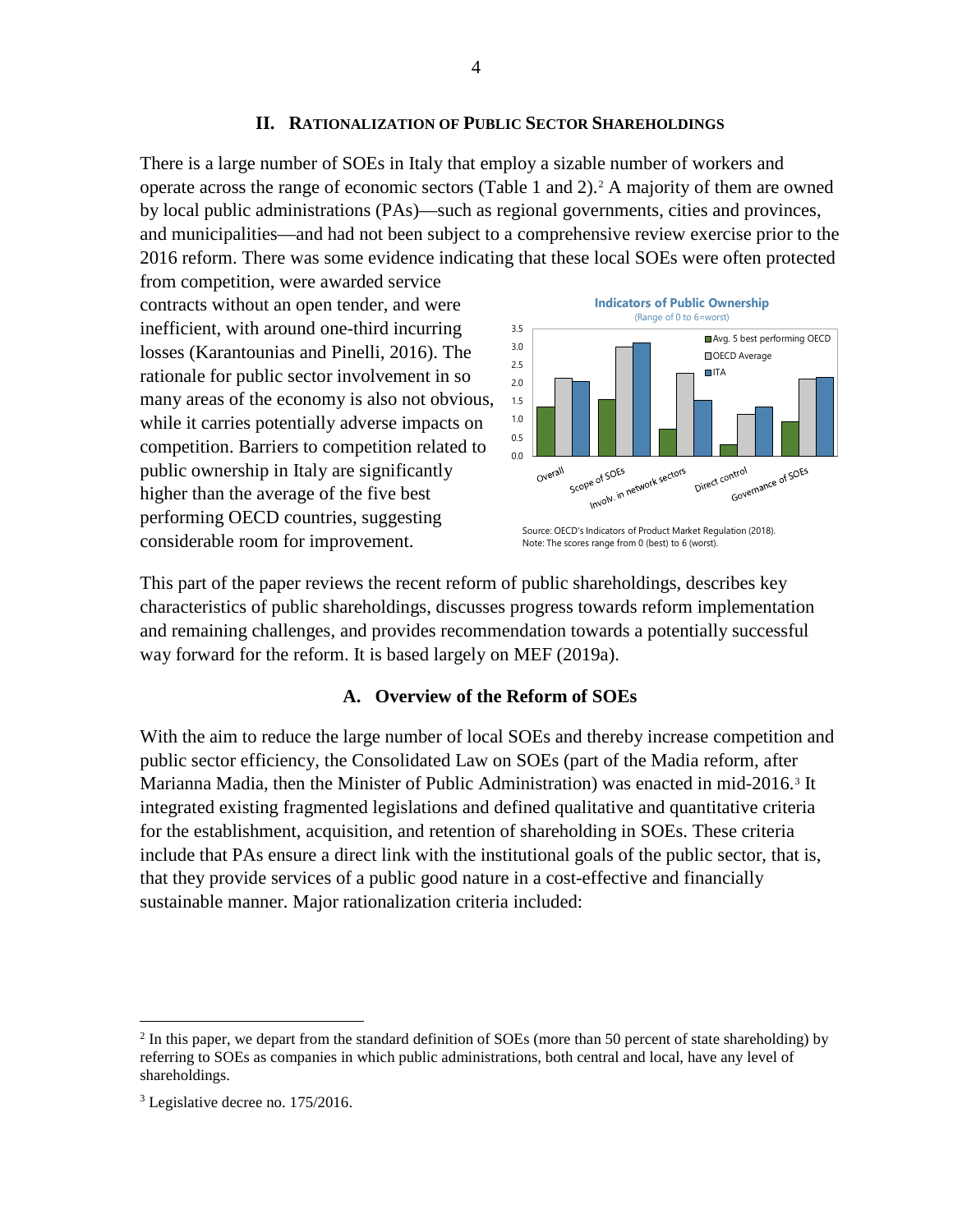## II. RATIONALIZATION OF PUBLIC SECTOR SHAREHOLDINGS

There is a large number of SOEs in Italy that employ a sizable number of workers and operate across the range of economic sectors (Table 1 and 2).[2] A majority of them are owned by local public administrations (PAs)—such as regional governments, cities and provinces, and municipalities—and had not been subject to a comprehensive review exercise prior to the 2016 reform. There was some evidence indicating that these local SOEs were often protected from competition, were awarded service contracts without an open tender, and were inefficient, with around one-third incurring losses (Karantounias and Pinelli, 2016). The rationale for public sector involvement in so many areas of the economy is also not obvious, while it carries potentially adverse impacts on competition. Barriers to competition related to public ownership in Italy are significantly higher than the average of the five best performing OECD countries, suggesting considerable room for improvement.

**Indicators of Public Ownership**
(Range of 0 to 6=worst)

Source: OECD's Indicators of Product Market Regulation (2018).
Note: The scores range from 0 (best) to 6 (worst).

This part of the paper reviews the recent reform of public shareholdings, describes key characteristics of public shareholdings, discusses progress towards reform implementation and remaining challenges, and provides recommendation towards a potentially successful way forward for the reform. It is based largely on MEF (2019a).

### A. Overview of the Reform of SOEs

With the aim to reduce the large number of local SOEs and thereby increase competition and public sector efficiency, the Consolidated Law on SOEs (part of the Madia reform, after Marianna Madia, then the Minister of Public Administration) was enacted in mid-2016.[3] It integrated existing fragmented legislations and defined qualitative and quantitative criteria for the establishment, acquisition, and retention of shareholding in SOEs. These criteria include that PAs ensure a direct link with the institutional goals of the public sector, that is, that they provide services of a public good nature in a cost-effective and financially sustainable manner. Major rationalization criteria included:

---

[2] In this paper, we depart from the standard definition of SOEs (more than 50 percent of state shareholding) by referring to SOEs as companies in which public administrations, both central and local, have any level of shareholdings.

[3] Legislative decree no. 175/2016.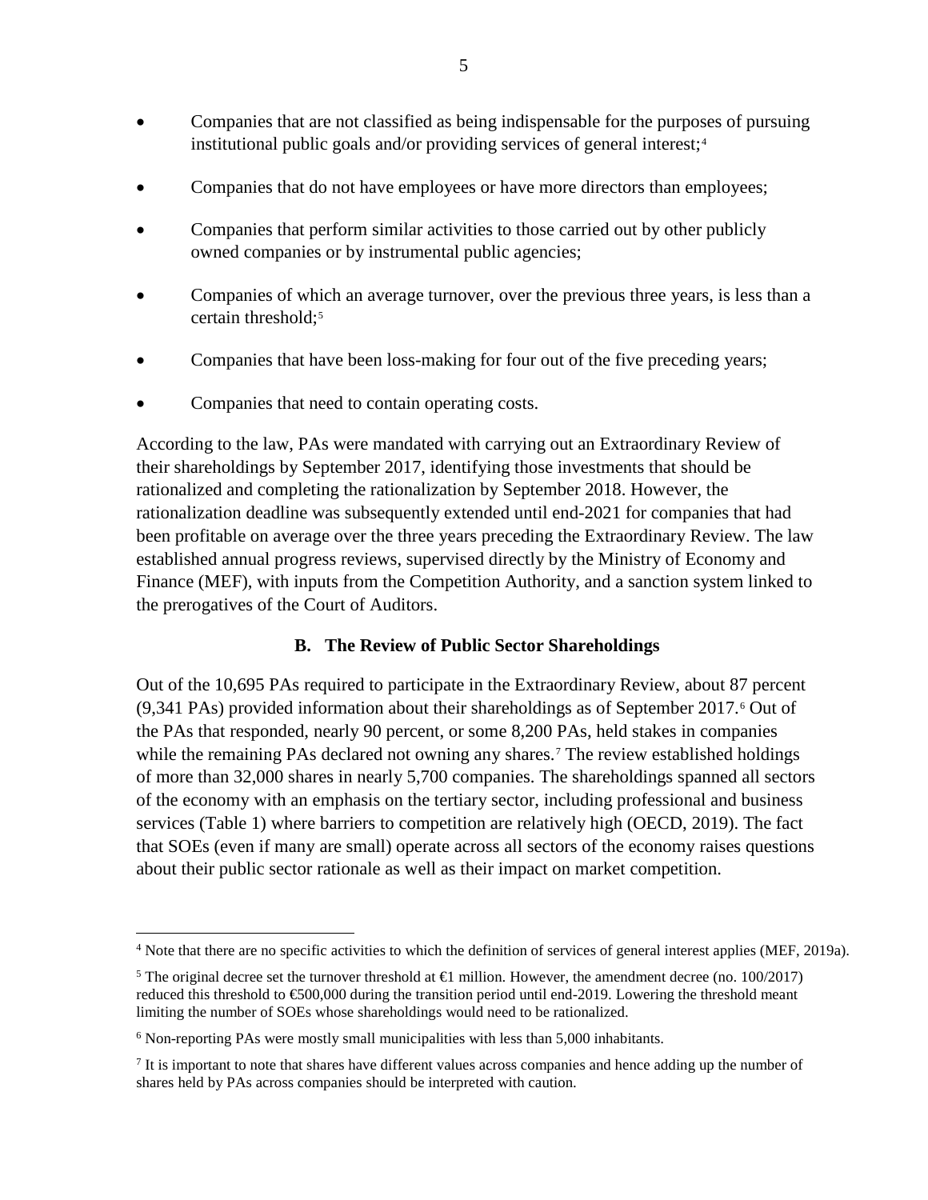- Companies that are not classified as being indispensable for the purposes of pursuing institutional public goals and/or providing services of general interest;[4]
- Companies that do not have employees or have more directors than employees;
- Companies that perform similar activities to those carried out by other publicly owned companies or by instrumental public agencies;
- Companies of which an average turnover, over the previous three years, is less than a certain threshold;[5]
- Companies that have been loss-making for four out of the five preceding years;
- Companies that need to contain operating costs.

According to the law, PAs were mandated with carrying out an Extraordinary Review of their shareholdings by September 2017, identifying those investments that should be rationalized and completing the rationalization by September 2018. However, the rationalization deadline was subsequently extended until end-2021 for companies that had been profitable on average over the three years preceding the Extraordinary Review. The law established annual progress reviews, supervised directly by the Ministry of Economy and Finance (MEF), with inputs from the Competition Authority, and a sanction system linked to the prerogatives of the Court of Auditors.

### B. The Review of Public Sector Shareholdings

Out of the 10,695 PAs required to participate in the Extraordinary Review, about 87 percent (9,341 PAs) provided information about their shareholdings as of September 2017.[6] Out of the PAs that responded, nearly 90 percent, or some 8,200 PAs, held stakes in companies while the remaining PAs declared not owning any shares.[7] The review established holdings of more than 32,000 shares in nearly 5,700 companies. The shareholdings spanned all sectors of the economy with an emphasis on the tertiary sector, including professional and business services (Table 1) where barriers to competition are relatively high (OECD, 2019). The fact that SOEs (even if many are small) operate across all sectors of the economy raises questions about their public sector rationale as well as their impact on market competition.

---

[4] Note that there are no specific activities to which the definition of services of general interest applies (MEF, 2019a).

[5] The original decree set the turnover threshold at €1 million. However, the amendment decree (no. 100/2017) reduced this threshold to €500,000 during the transition period until end-2019. Lowering the threshold meant limiting the number of SOEs whose shareholdings would need to be rationalized.

[6] Non-reporting PAs were mostly small municipalities with less than 5,000 inhabitants.

[7] It is important to note that shares have different values across companies and hence adding up the number of shares held by PAs across companies should be interpreted with caution.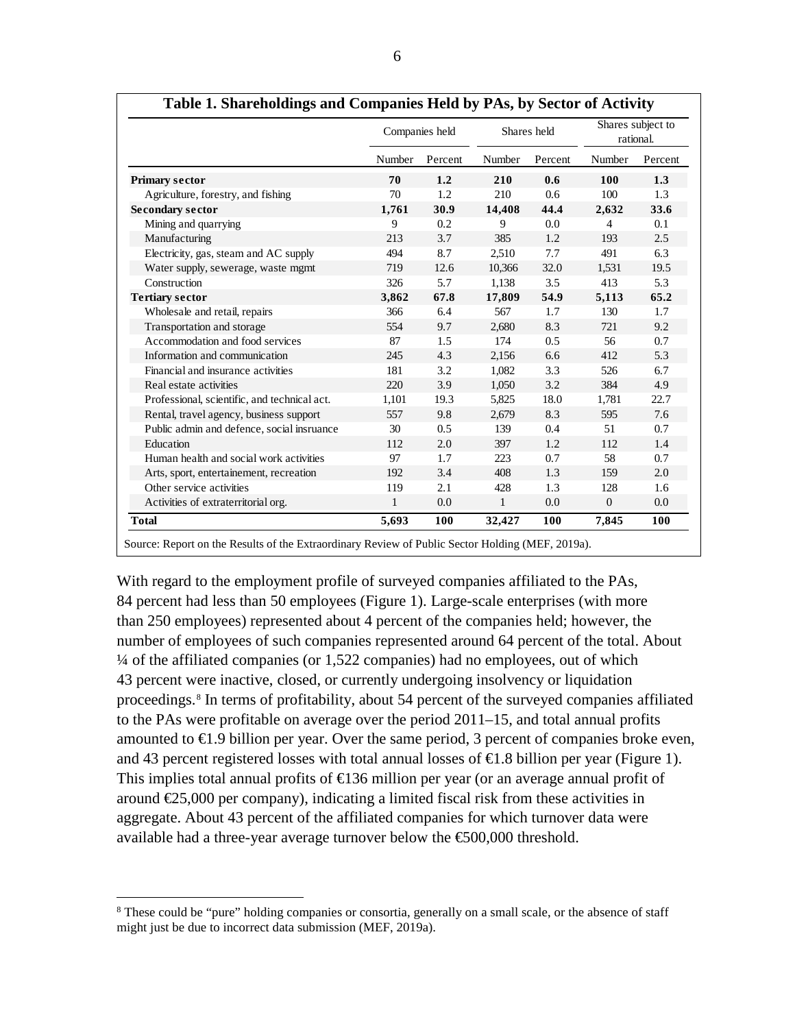**Table 1. Shareholdings and Companies Held by PAs, by Sector of Activity**

| | Companies held | | Shares held | | Shares subject to rational. | |
|---|---|---|---|---|---|---|
| | Number | Percent | Number | Percent | Number | Percent |
| **Primary sector** | **70** | **1.2** | **210** | **0.6** | **100** | **1.3** |
| Agriculture, forestry, and fishing | 70 | 1.2 | 210 | 0.6 | 100 | 1.3 |
| **Secondary sector** | **1,761** | **30.9** | **14,408** | **44.4** | **2,632** | **33.6** |
| Mining and quarrying | 9 | 0.2 | 9 | 0.0 | 4 | 0.1 |
| Manufacturing | 213 | 3.7 | 385 | 1.2 | 193 | 2.5 |
| Electricity, gas, steam and AC supply | 494 | 8.7 | 2,510 | 7.7 | 491 | 6.3 |
| Water supply, sewerage, waste mgmt | 719 | 12.6 | 10,366 | 32.0 | 1,531 | 19.5 |
| Construction | 326 | 5.7 | 1,138 | 3.5 | 413 | 5.3 |
| **Tertiary sector** | **3,862** | **67.8** | **17,809** | **54.9** | **5,113** | **65.2** |
| Wholesale and retail, repairs | 366 | 6.4 | 567 | 1.7 | 130 | 1.7 |
| Transportation and storage | 554 | 9.7 | 2,680 | 8.3 | 721 | 9.2 |
| Accommodation and food services | 87 | 1.5 | 174 | 0.5 | 56 | 0.7 |
| Information and communication | 245 | 4.3 | 2,156 | 6.6 | 412 | 5.3 |
| Financial and insurance activities | 181 | 3.2 | 1,082 | 3.3 | 526 | 6.7 |
| Real estate activities | 220 | 3.9 | 1,050 | 3.2 | 384 | 4.9 |
| Professional, scientific, and technical act. | 1,101 | 19.3 | 5,825 | 18.0 | 1,781 | 22.7 |
| Rental, travel agency, business support | 557 | 9.8 | 2,679 | 8.3 | 595 | 7.6 |
| Public admin and defence, social insruance | 30 | 0.5 | 139 | 0.4 | 51 | 0.7 |
| Education | 112 | 2.0 | 397 | 1.2 | 112 | 1.4 |
| Human health and social work activities | 97 | 1.7 | 223 | 0.7 | 58 | 0.7 |
| Arts, sport, entertainement, recreation | 192 | 3.4 | 408 | 1.3 | 159 | 2.0 |
| Other service activities | 119 | 2.1 | 428 | 1.3 | 128 | 1.6 |
| Activities of extraterritorial org. | 1 | 0.0 | 1 | 0.0 | 0 | 0.0 |
| **Total** | **5,693** | **100** | **32,427** | **100** | **7,845** | **100** |

Source: Report on the Results of the Extraordinary Review of Public Sector Holding (MEF, 2019a).

With regard to the employment profile of surveyed companies affiliated to the PAs, 84 percent had less than 50 employees (Figure 1). Large-scale enterprises (with more than 250 employees) represented about 4 percent of the companies held; however, the number of employees of such companies represented around 64 percent of the total. About ¼ of the affiliated companies (or 1,522 companies) had no employees, out of which 43 percent were inactive, closed, or currently undergoing insolvency or liquidation proceedings.[8] In terms of profitability, about 54 percent of the surveyed companies affiliated to the PAs were profitable on average over the period 2011–15, and total annual profits amounted to €1.9 billion per year. Over the same period, 3 percent of companies broke even, and 43 percent registered losses with total annual losses of €1.8 billion per year (Figure 1). This implies total annual profits of €136 million per year (or an average annual profit of around €25,000 per company), indicating a limited fiscal risk from these activities in aggregate. About 43 percent of the affiliated companies for which turnover data were available had a three-year average turnover below the €500,000 threshold.

[8] These could be "pure" holding companies or consortia, generally on a small scale, or the absence of staff might just be due to incorrect data submission (MEF, 2019a).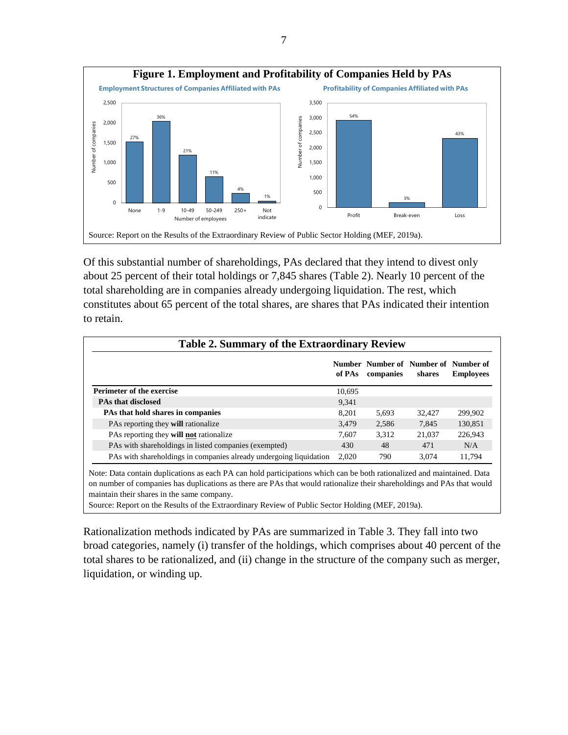**Figure 1. Employment and Profitability of Companies Held by PAs**

**Employment Structures of Companies Affiliated with PAs**

| Number of employees | Share |
|---|---|
| None | 27% |
| 1-9 | 36% |
| 10-49 | 21% |
| 50-249 | 11% |
| 250+ | 4% |
| Not indicate | 1% |

**Profitability of Companies Affiliated with PAs**

| | Share |
|---|---|
| Profit | 54% |
| Break-even | 3% |
| Loss | 43% |

Source: Report on the Results of the Extraordinary Review of Public Sector Holding (MEF, 2019a).

Of this substantial number of shareholdings, PAs declared that they intend to divest only about 25 percent of their total holdings or 7,845 shares (Table 2). Nearly 10 percent of the total shareholding are in companies already undergoing liquidation. The rest, which constitutes about 65 percent of the total shares, are shares that PAs indicated their intention to retain.

**Table 2. Summary of the Extraordinary Review**

| | Number of PAs | Number of companies | Number of shares | Number of Employees |
|---|---|---|---|---|
| **Perimeter of the exercise** | 10,695 | | | |
| **PAs that disclosed** | 9,341 | | | |
| **PAs that hold shares in companies** | 8,201 | 5,693 | 32,427 | 299,902 |
| PAs reporting they **will** rationalize | 3,479 | 2,586 | 7,845 | 130,851 |
| PAs reporting they **will not** rationalize | 7,607 | 3,312 | 21,037 | 226,943 |
| PAs with shareholdings in listed companies (exempted) | 430 | 48 | 471 | N/A |
| PAs with shareholdings in companies already undergoing liquidation | 2,020 | 790 | 3,074 | 11,794 |

Note: Data contain duplications as each PA can hold participations which can be both rationalized and maintained. Data on number of companies has duplications as there are PAs that would rationalize their shareholdings and PAs that would maintain their shares in the same company.

Source: Report on the Results of the Extraordinary Review of Public Sector Holding (MEF, 2019a).

Rationalization methods indicated by PAs are summarized in Table 3. They fall into two broad categories, namely (i) transfer of the holdings, which comprises about 40 percent of the total shares to be rationalized, and (ii) change in the structure of the company such as merger, liquidation, or winding up.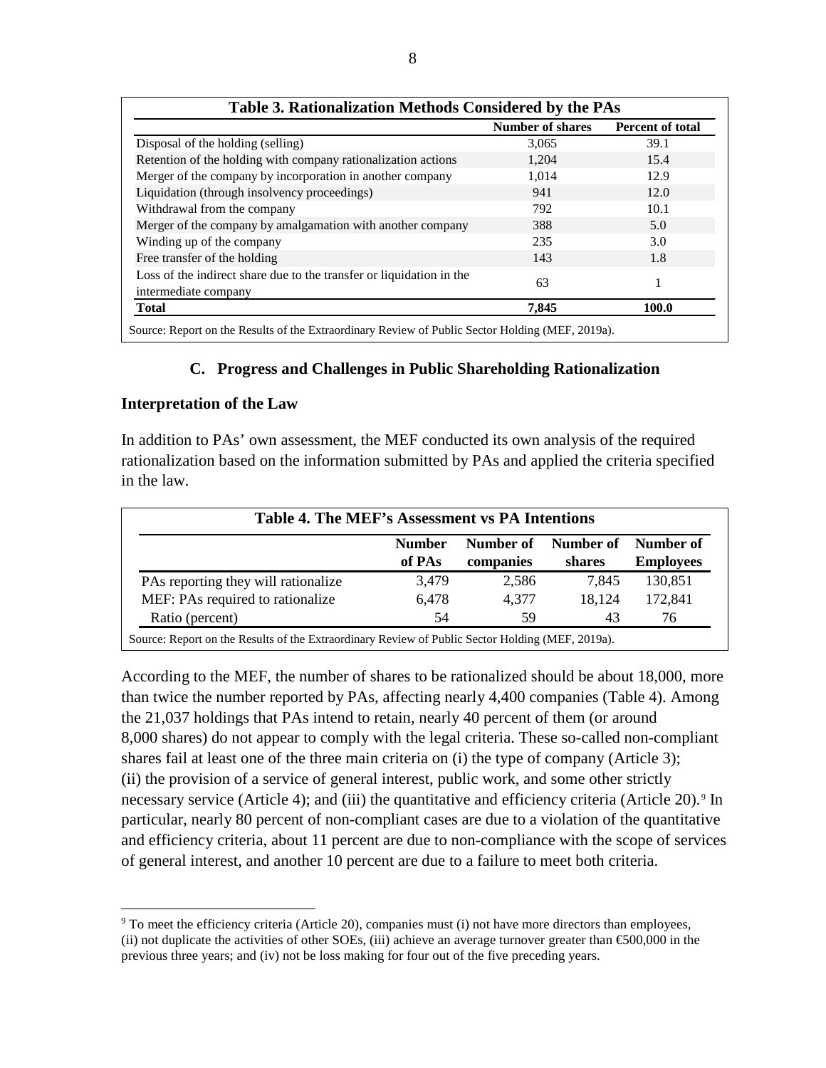**Table 3. Rationalization Methods Considered by the PAs**

| | Number of shares | Percent of total |
|---|---|---|
| Disposal of the holding (selling) | 3,065 | 39.1 |
| Retention of the holding with company rationalization actions | 1,204 | 15.4 |
| Merger of the company by incorporation in another company | 1,014 | 12.9 |
| Liquidation (through insolvency proceedings) | 941 | 12.0 |
| Withdrawal from the company | 792 | 10.1 |
| Merger of the company by amalgamation with another company | 388 | 5.0 |
| Winding up of the company | 235 | 3.0 |
| Free transfer of the holding | 143 | 1.8 |
| Loss of the indirect share due to the transfer or liquidation in the intermediate company | 63 | 1 |
| **Total** | **7,845** | **100.0** |

Source: Report on the Results of the Extraordinary Review of Public Sector Holding (MEF, 2019a).

## C. Progress and Challenges in Public Shareholding Rationalization

### Interpretation of the Law

In addition to PAs' own assessment, the MEF conducted its own analysis of the required rationalization based on the information submitted by PAs and applied the criteria specified in the law.

**Table 4. The MEF's Assessment vs PA Intentions**

| | Number of PAs | Number of companies | Number of shares | Number of Employees |
|---|---|---|---|---|
| PAs reporting they will rationalize | 3,479 | 2,586 | 7,845 | 130,851 |
| MEF: PAs required to rationalize | 6,478 | 4,377 | 18,124 | 172,841 |
| Ratio (percent) | 54 | 59 | 43 | 76 |

Source: Report on the Results of the Extraordinary Review of Public Sector Holding (MEF, 2019a).

According to the MEF, the number of shares to be rationalized should be about 18,000, more than twice the number reported by PAs, affecting nearly 4,400 companies (Table 4). Among the 21,037 holdings that PAs intend to retain, nearly 40 percent of them (or around 8,000 shares) do not appear to comply with the legal criteria. These so-called non-compliant shares fail at least one of the three main criteria on (i) the type of company (Article 3); (ii) the provision of a service of general interest, public work, and some other strictly necessary service (Article 4); and (iii) the quantitative and efficiency criteria (Article 20).[9] In particular, nearly 80 percent of non-compliant cases are due to a violation of the quantitative and efficiency criteria, about 11 percent are due to non-compliance with the scope of services of general interest, and another 10 percent are due to a failure to meet both criteria.

---

[9] To meet the efficiency criteria (Article 20), companies must (i) not have more directors than employees, (ii) not duplicate the activities of other SOEs, (iii) achieve an average turnover greater than €500,000 in the previous three years; and (iv) not be loss making for four out of the five preceding years.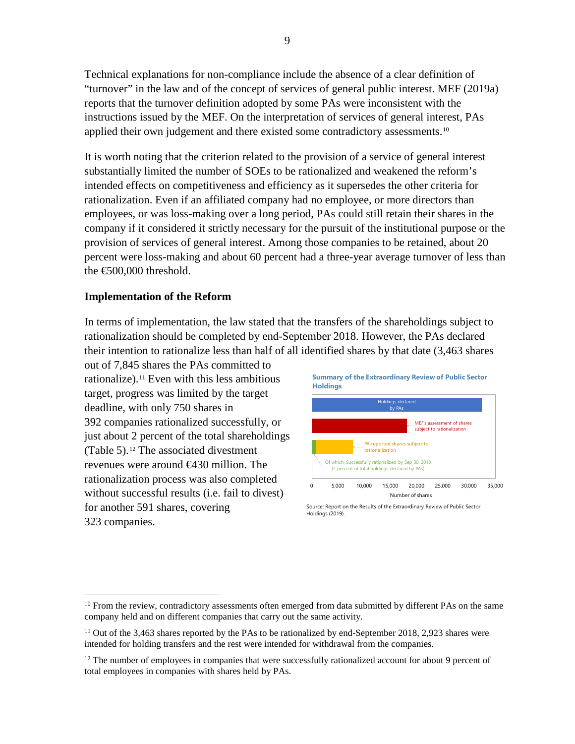Technical explanations for non-compliance include the absence of a clear definition of "turnover" in the law and of the concept of services of general public interest. MEF (2019a) reports that the turnover definition adopted by some PAs were inconsistent with the instructions issued by the MEF. On the interpretation of services of general interest, PAs applied their own judgement and there existed some contradictory assessments.[10]

It is worth noting that the criterion related to the provision of a service of general interest substantially limited the number of SOEs to be rationalized and weakened the reform's intended effects on competitiveness and efficiency as it supersedes the other criteria for rationalization. Even if an affiliated company had no employee, or more directors than employees, or was loss-making over a long period, PAs could still retain their shares in the company if it considered it strictly necessary for the pursuit of the institutional purpose or the provision of services of general interest. Among those companies to be retained, about 20 percent were loss-making and about 60 percent had a three-year average turnover of less than the €500,000 threshold.

### Implementation of the Reform

In terms of implementation, the law stated that the transfers of the shareholdings subject to rationalization should be completed by end-September 2018. However, the PAs declared their intention to rationalize less than half of all identified shares by that date (3,463 shares out of 7,845 shares the PAs committed to rationalize).[11] Even with this less ambitious target, progress was limited by the target deadline, with only 750 shares in 392 companies rationalized successfully, or just about 2 percent of the total shareholdings (Table 5).[12] The associated divestment revenues were around €430 million. The rationalization process was also completed without successful results (i.e. fail to divest) for another 591 shares, covering 323 companies.

**Summary of the Extraordinary Review of Public Sector Holdings**

Holdings declared by PAs

MEF's assessment of shares subject to rationalization

PA-reported shares subject to rationalization

Of which: Successfully rationalized by Sep 30, 2018 (2 percent of total holdings declared by PAs)

0 5,000 10,000 15,000 20,000 25,000 30,000 35,000

Number of shares

Source: Report on the Results of the Extraordinary Review of Public Sector Holdings (2019).

---

[10] From the review, contradictory assessments often emerged from data submitted by different PAs on the same company held and on different companies that carry out the same activity.

[11] Out of the 3,463 shares reported by the PAs to be rationalized by end-September 2018, 2,923 shares were intended for holding transfers and the rest were intended for withdrawal from the companies.

[12] The number of employees in companies that were successfully rationalized account for about 9 percent of total employees in companies with shares held by PAs.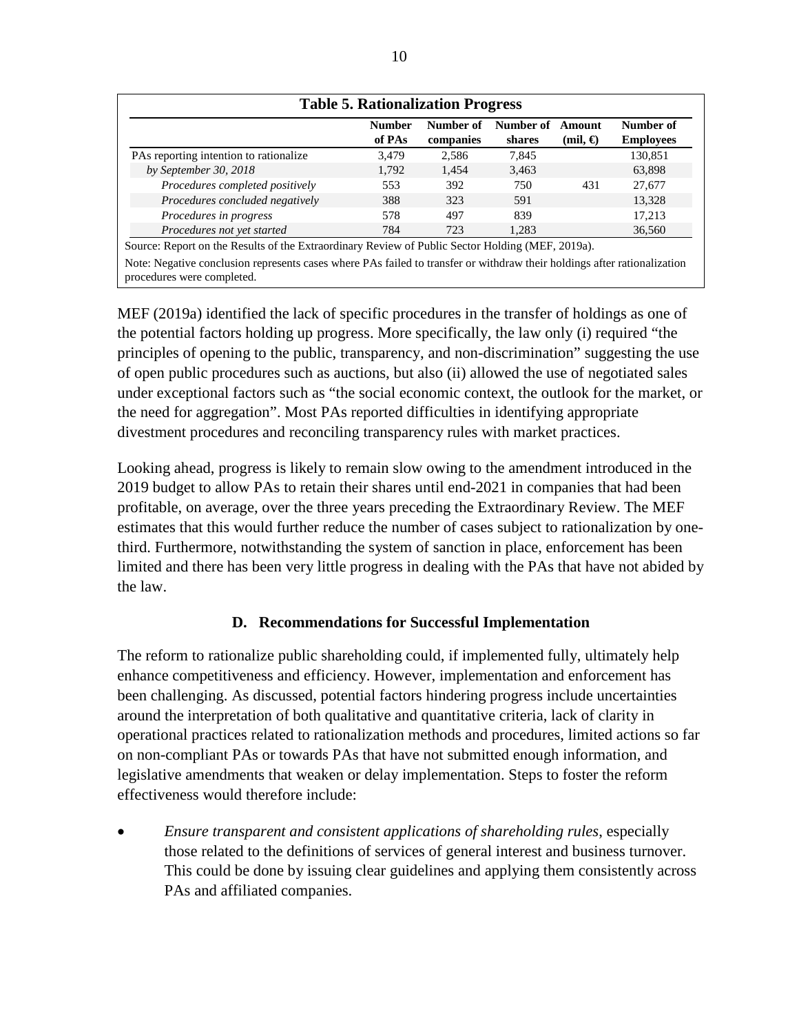**Table 5. Rationalization Progress**

| | Number of PAs | Number of companies | Number of shares | Amount (mil, €) | Number of Employees |
|---|---|---|---|---|---|
| PAs reporting intention to rationalize | 3,479 | 2,586 | 7,845 | | 130,851 |
| *by September 30, 2018* | 1,792 | 1,454 | 3,463 | | 63,898 |
| *Procedures completed positively* | 553 | 392 | 750 | 431 | 27,677 |
| *Procedures concluded negatively* | 388 | 323 | 591 | | 13,328 |
| *Procedures in progress* | 578 | 497 | 839 | | 17,213 |
| *Procedures not yet started* | 784 | 723 | 1,283 | | 36,560 |

Source: Report on the Results of the Extraordinary Review of Public Sector Holding (MEF, 2019a).

Note: Negative conclusion represents cases where PAs failed to transfer or withdraw their holdings after rationalization procedures were completed.

MEF (2019a) identified the lack of specific procedures in the transfer of holdings as one of the potential factors holding up progress. More specifically, the law only (i) required "the principles of opening to the public, transparency, and non-discrimination" suggesting the use of open public procedures such as auctions, but also (ii) allowed the use of negotiated sales under exceptional factors such as "the social economic context, the outlook for the market, or the need for aggregation". Most PAs reported difficulties in identifying appropriate divestment procedures and reconciling transparency rules with market practices.

Looking ahead, progress is likely to remain slow owing to the amendment introduced in the 2019 budget to allow PAs to retain their shares until end-2021 in companies that had been profitable, on average, over the three years preceding the Extraordinary Review. The MEF estimates that this would further reduce the number of cases subject to rationalization by one-third. Furthermore, notwithstanding the system of sanction in place, enforcement has been limited and there has been very little progress in dealing with the PAs that have not abided by the law.

### D. Recommendations for Successful Implementation

The reform to rationalize public shareholding could, if implemented fully, ultimately help enhance competitiveness and efficiency. However, implementation and enforcement has been challenging. As discussed, potential factors hindering progress include uncertainties around the interpretation of both qualitative and quantitative criteria, lack of clarity in operational practices related to rationalization methods and procedures, limited actions so far on non-compliant PAs or towards PAs that have not submitted enough information, and legislative amendments that weaken or delay implementation. Steps to foster the reform effectiveness would therefore include:

- *Ensure transparent and consistent applications of shareholding rules*, especially those related to the definitions of services of general interest and business turnover. This could be done by issuing clear guidelines and applying them consistently across PAs and affiliated companies.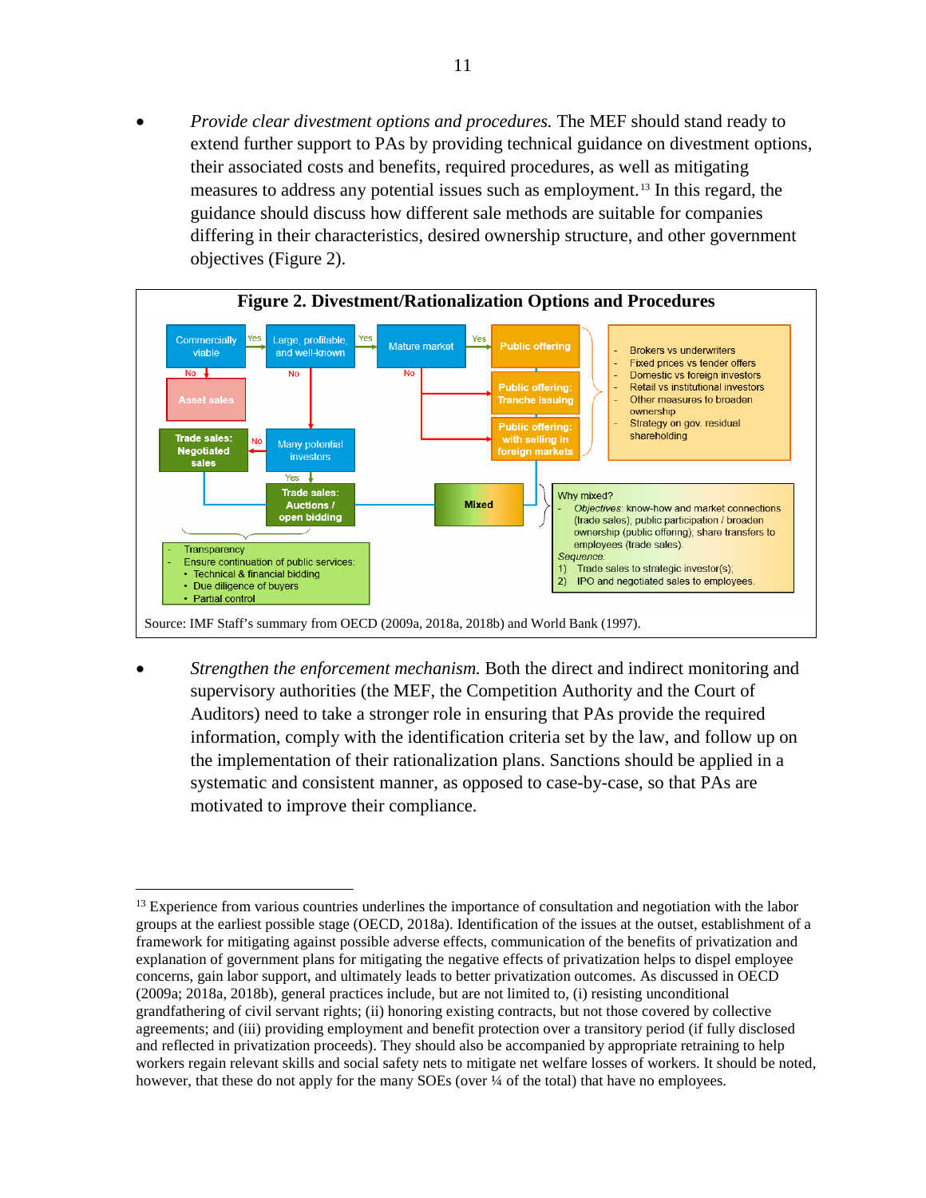- *Provide clear divestment options and procedures.* The MEF should stand ready to extend further support to PAs by providing technical guidance on divestment options, their associated costs and benefits, required procedures, as well as mitigating measures to address any potential issues such as employment.[13] In this regard, the guidance should discuss how different sale methods are suitable for companies differing in their characteristics, desired ownership structure, and other government objectives (Figure 2).

**Figure 2. Divestment/Rationalization Options and Procedures**

Commercially viable → Yes → Large, profitable, and well-known → Yes → Mature market → Yes → Public offering

Commercially viable → No → Asset sales

Large, profitable, and well-known → No → Many potential investors

Mature market → No → Public offering: Tranche issuing; Public offering: with selling in foreign markets

Many potential investors → No → Trade sales: Negotiated sales

Many potential investors → Yes → Trade sales: Auctions / open bidding

Trade sales and Public offering → Mixed

Public offering options:
- Brokers vs underwriters
- Fixed prices vs tender offers
- Domestic vs foreign investors
- Retail vs institutional investors
- Other measures to broaden ownership
- Strategy on gov. residual shareholding

Trade sales:
- Transparency
- Ensure continuation of public services:
  - Technical & financial bidding
  - Due diligence of buyers
  - Partial control

Why mixed?
- *Objectives:* know-how and market connections (trade sales); public participation / broaden ownership (public offering); share transfers to employees (trade sales).

*Sequence:*
1) Trade sales to strategic investor(s);
2) IPO and negotiated sales to employees.

Source: IMF Staff's summary from OECD (2009a, 2018a, 2018b) and World Bank (1997).

- *Strengthen the enforcement mechanism.* Both the direct and indirect monitoring and supervisory authorities (the MEF, the Competition Authority and the Court of Auditors) need to take a stronger role in ensuring that PAs provide the required information, comply with the identification criteria set by the law, and follow up on the implementation of their rationalization plans. Sanctions should be applied in a systematic and consistent manner, as opposed to case-by-case, so that PAs are motivated to improve their compliance.

---

[13] Experience from various countries underlines the importance of consultation and negotiation with the labor groups at the earliest possible stage (OECD, 2018a). Identification of the issues at the outset, establishment of a framework for mitigating against possible adverse effects, communication of the benefits of privatization and explanation of government plans for mitigating the negative effects of privatization helps to dispel employee concerns, gain labor support, and ultimately leads to better privatization outcomes. As discussed in OECD (2009a; 2018a, 2018b), general practices include, but are not limited to, (i) resisting unconditional grandfathering of civil servant rights; (ii) honoring existing contracts, but not those covered by collective agreements; and (iii) providing employment and benefit protection over a transitory period (if fully disclosed and reflected in privatization proceeds). They should also be accompanied by appropriate retraining to help workers regain relevant skills and social safety nets to mitigate net welfare losses of workers. It should be noted, however, that these do not apply for the many SOEs (over ¼ of the total) that have no employees.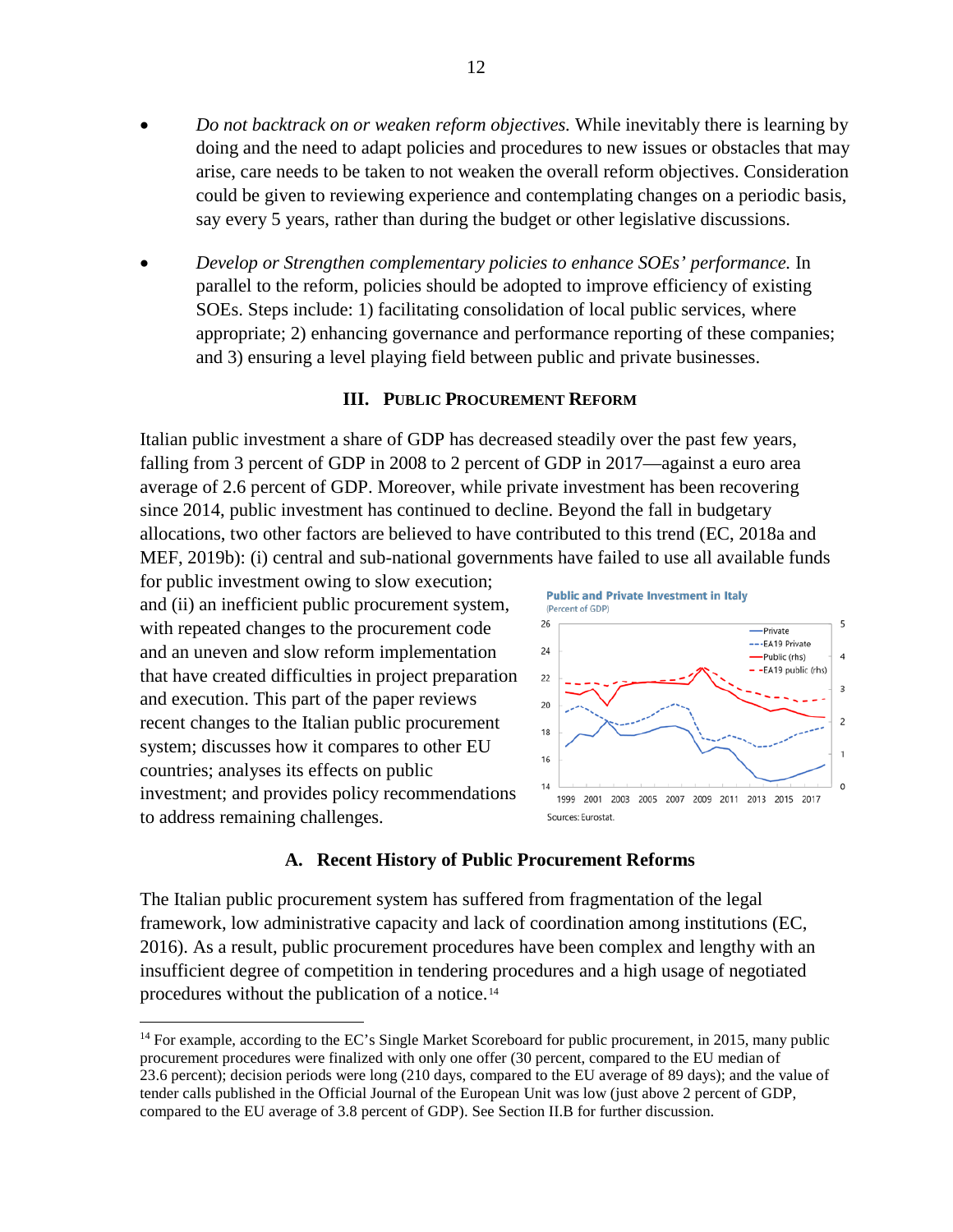- *Do not backtrack on or weaken reform objectives.* While inevitably there is learning by doing and the need to adapt policies and procedures to new issues or obstacles that may arise, care needs to be taken to not weaken the overall reform objectives. Consideration could be given to reviewing experience and contemplating changes on a periodic basis, say every 5 years, rather than during the budget or other legislative discussions.

- *Develop or Strengthen complementary policies to enhance SOEs' performance.* In parallel to the reform, policies should be adopted to improve efficiency of existing SOEs. Steps include: 1) facilitating consolidation of local public services, where appropriate; 2) enhancing governance and performance reporting of these companies; and 3) ensuring a level playing field between public and private businesses.

## III. PUBLIC PROCUREMENT REFORM

Italian public investment a share of GDP has decreased steadily over the past few years, falling from 3 percent of GDP in 2008 to 2 percent of GDP in 2017—against a euro area average of 2.6 percent of GDP. Moreover, while private investment has been recovering since 2014, public investment has continued to decline. Beyond the fall in budgetary allocations, two other factors are believed to have contributed to this trend (EC, 2018a and MEF, 2019b): (i) central and sub-national governments have failed to use all available funds for public investment owing to slow execution; and (ii) an inefficient public procurement system, with repeated changes to the procurement code and an uneven and slow reform implementation that have created difficulties in project preparation and execution. This part of the paper reviews recent changes to the Italian public procurement system; discusses how it compares to other EU countries; analyses its effects on public investment; and provides policy recommendations to address remaining challenges.

**Public and Private Investment in Italy**
(Percent of GDP)

Sources: Eurostat.

### A. Recent History of Public Procurement Reforms

The Italian public procurement system has suffered from fragmentation of the legal framework, low administrative capacity and lack of coordination among institutions (EC, 2016). As a result, public procurement procedures have been complex and lengthy with an insufficient degree of competition in tendering procedures and a high usage of negotiated procedures without the publication of a notice.[14]

[14] For example, according to the EC's Single Market Scoreboard for public procurement, in 2015, many public procurement procedures were finalized with only one offer (30 percent, compared to the EU median of 23.6 percent); decision periods were long (210 days, compared to the EU average of 89 days); and the value of tender calls published in the Official Journal of the European Unit was low (just above 2 percent of GDP, compared to the EU average of 3.8 percent of GDP). See Section II.B for further discussion.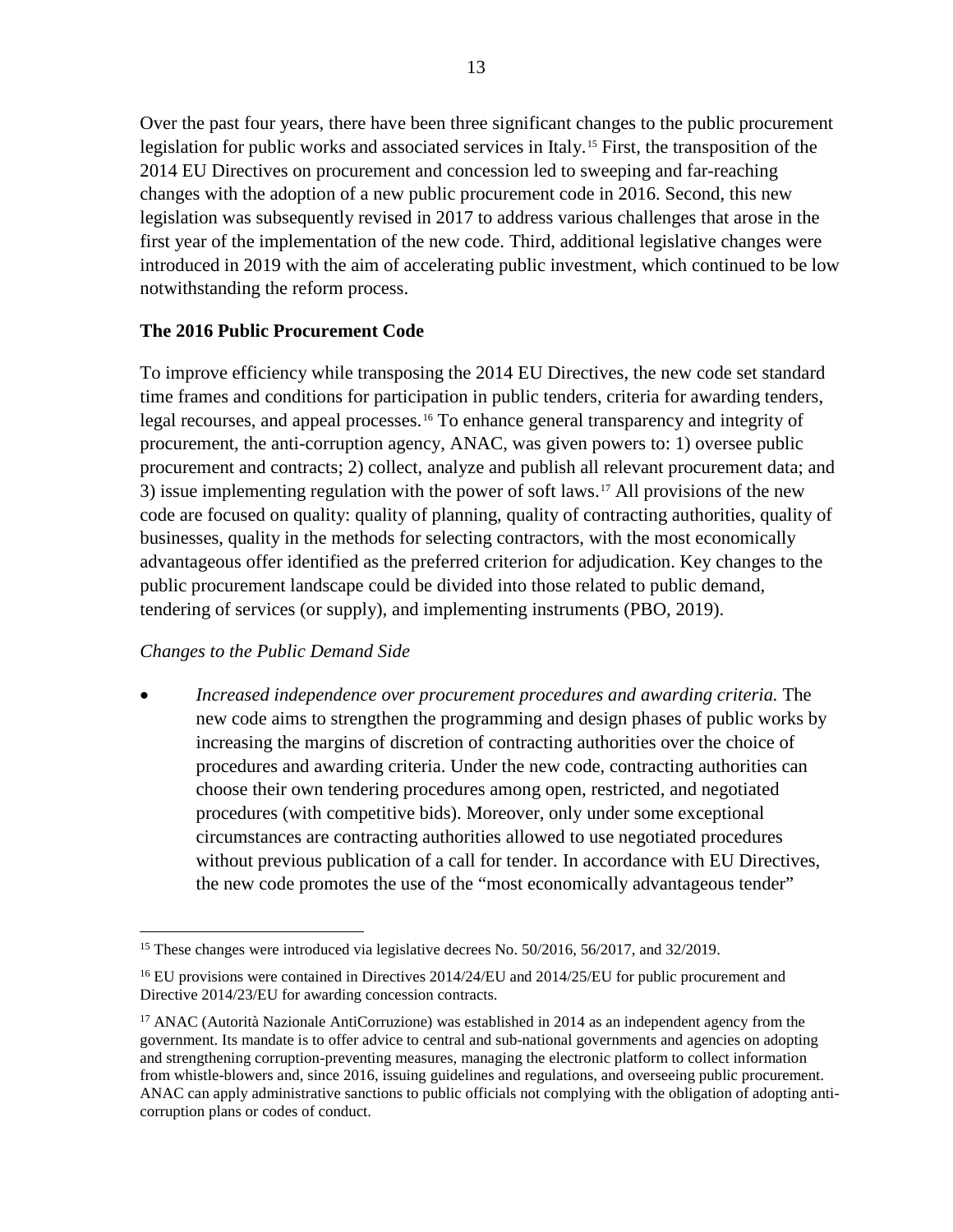Over the past four years, there have been three significant changes to the public procurement legislation for public works and associated services in Italy.[15] First, the transposition of the 2014 EU Directives on procurement and concession led to sweeping and far-reaching changes with the adoption of a new public procurement code in 2016. Second, this new legislation was subsequently revised in 2017 to address various challenges that arose in the first year of the implementation of the new code. Third, additional legislative changes were introduced in 2019 with the aim of accelerating public investment, which continued to be low notwithstanding the reform process.

**The 2016 Public Procurement Code**

To improve efficiency while transposing the 2014 EU Directives, the new code set standard time frames and conditions for participation in public tenders, criteria for awarding tenders, legal recourses, and appeal processes.[16] To enhance general transparency and integrity of procurement, the anti-corruption agency, ANAC, was given powers to: 1) oversee public procurement and contracts; 2) collect, analyze and publish all relevant procurement data; and 3) issue implementing regulation with the power of soft laws.[17] All provisions of the new code are focused on quality: quality of planning, quality of contracting authorities, quality of businesses, quality in the methods for selecting contractors, with the most economically advantageous offer identified as the preferred criterion for adjudication. Key changes to the public procurement landscape could be divided into those related to public demand, tendering of services (or supply), and implementing instruments (PBO, 2019).

*Changes to the Public Demand Side*

- *Increased independence over procurement procedures and awarding criteria.* The new code aims to strengthen the programming and design phases of public works by increasing the margins of discretion of contracting authorities over the choice of procedures and awarding criteria. Under the new code, contracting authorities can choose their own tendering procedures among open, restricted, and negotiated procedures (with competitive bids). Moreover, only under some exceptional circumstances are contracting authorities allowed to use negotiated procedures without previous publication of a call for tender. In accordance with EU Directives, the new code promotes the use of the "most economically advantageous tender"

---

[15] These changes were introduced via legislative decrees No. 50/2016, 56/2017, and 32/2019.

[16] EU provisions were contained in Directives 2014/24/EU and 2014/25/EU for public procurement and Directive 2014/23/EU for awarding concession contracts.

[17] ANAC (Autorità Nazionale AntiCorruzione) was established in 2014 as an independent agency from the government. Its mandate is to offer advice to central and sub-national governments and agencies on adopting and strengthening corruption-preventing measures, managing the electronic platform to collect information from whistle-blowers and, since 2016, issuing guidelines and regulations, and overseeing public procurement. ANAC can apply administrative sanctions to public officials not complying with the obligation of adopting anti-corruption plans or codes of conduct.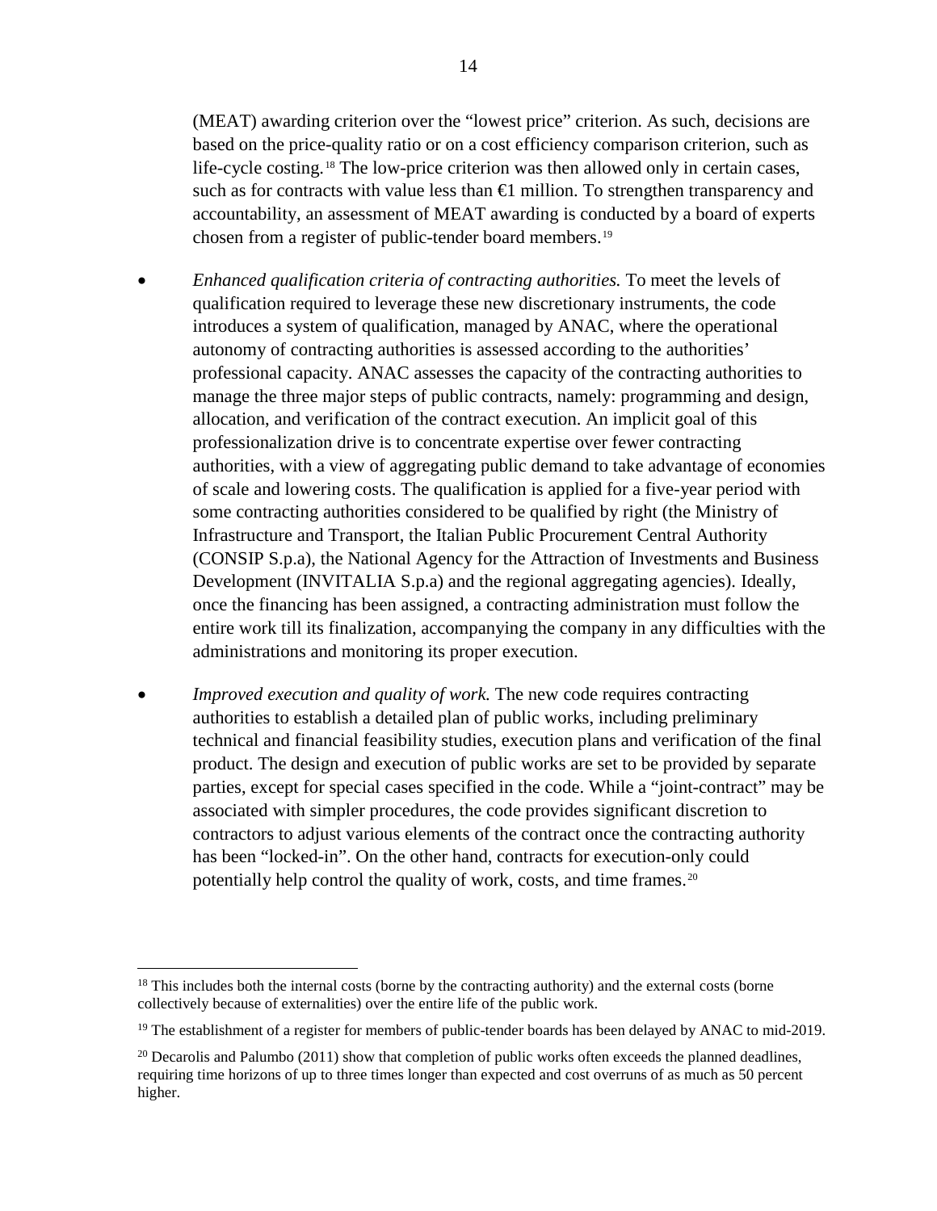(MEAT) awarding criterion over the "lowest price" criterion. As such, decisions are based on the price-quality ratio or on a cost efficiency comparison criterion, such as life-cycle costing.[18] The low-price criterion was then allowed only in certain cases, such as for contracts with value less than €1 million. To strengthen transparency and accountability, an assessment of MEAT awarding is conducted by a board of experts chosen from a register of public-tender board members.[19]

- *Enhanced qualification criteria of contracting authorities.* To meet the levels of qualification required to leverage these new discretionary instruments, the code introduces a system of qualification, managed by ANAC, where the operational autonomy of contracting authorities is assessed according to the authorities' professional capacity. ANAC assesses the capacity of the contracting authorities to manage the three major steps of public contracts, namely: programming and design, allocation, and verification of the contract execution. An implicit goal of this professionalization drive is to concentrate expertise over fewer contracting authorities, with a view of aggregating public demand to take advantage of economies of scale and lowering costs. The qualification is applied for a five-year period with some contracting authorities considered to be qualified by right (the Ministry of Infrastructure and Transport, the Italian Public Procurement Central Authority (CONSIP S.p.a), the National Agency for the Attraction of Investments and Business Development (INVITALIA S.p.a) and the regional aggregating agencies). Ideally, once the financing has been assigned, a contracting administration must follow the entire work till its finalization, accompanying the company in any difficulties with the administrations and monitoring its proper execution.

- *Improved execution and quality of work.* The new code requires contracting authorities to establish a detailed plan of public works, including preliminary technical and financial feasibility studies, execution plans and verification of the final product. The design and execution of public works are set to be provided by separate parties, except for special cases specified in the code. While a "joint-contract" may be associated with simpler procedures, the code provides significant discretion to contractors to adjust various elements of the contract once the contracting authority has been "locked-in". On the other hand, contracts for execution-only could potentially help control the quality of work, costs, and time frames.[20]

---

[18] This includes both the internal costs (borne by the contracting authority) and the external costs (borne collectively because of externalities) over the entire life of the public work.

[19] The establishment of a register for members of public-tender boards has been delayed by ANAC to mid-2019.

[20] Decarolis and Palumbo (2011) show that completion of public works often exceeds the planned deadlines, requiring time horizons of up to three times longer than expected and cost overruns of as much as 50 percent higher.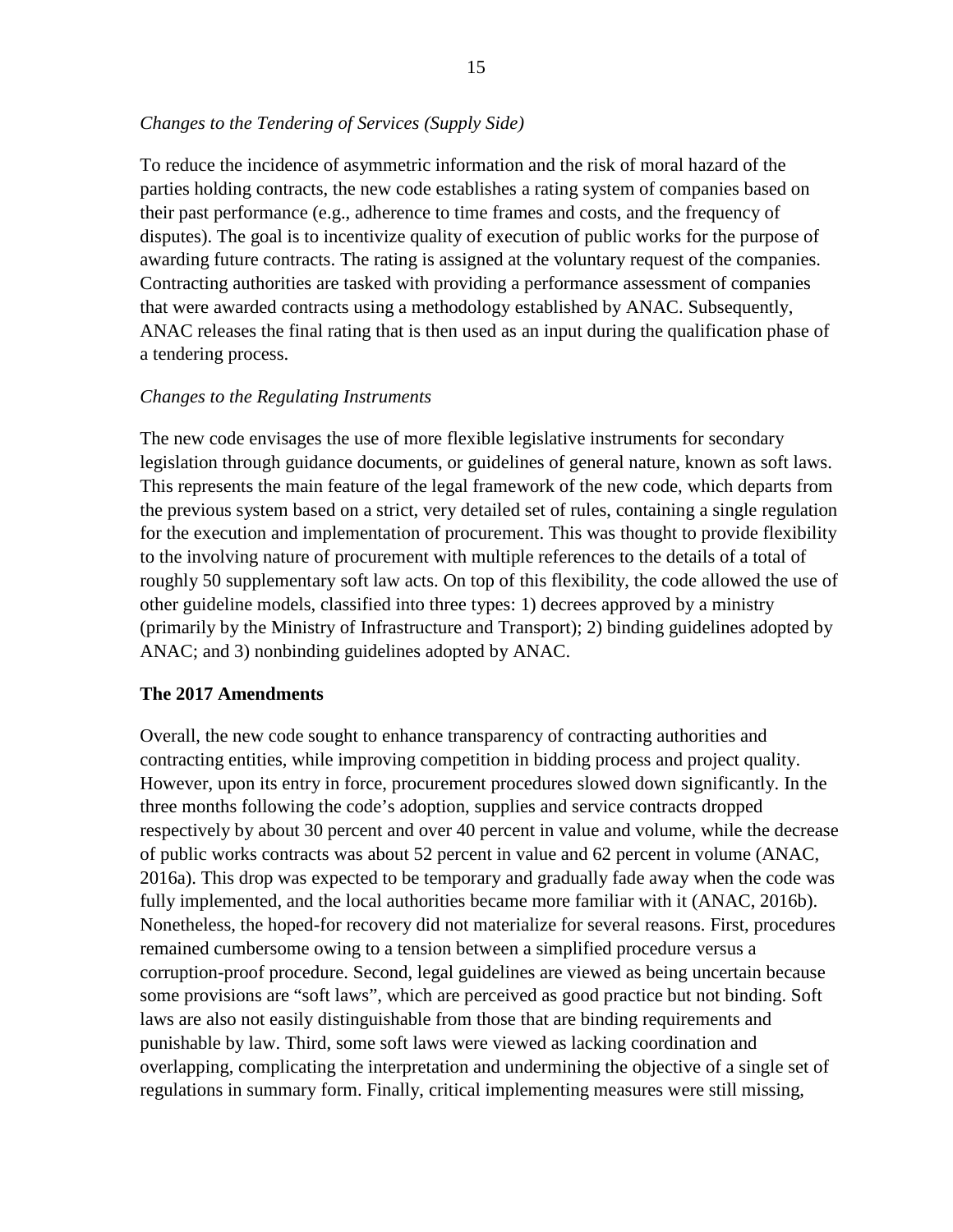*Changes to the Tendering of Services (Supply Side)*

To reduce the incidence of asymmetric information and the risk of moral hazard of the parties holding contracts, the new code establishes a rating system of companies based on their past performance (e.g., adherence to time frames and costs, and the frequency of disputes). The goal is to incentivize quality of execution of public works for the purpose of awarding future contracts. The rating is assigned at the voluntary request of the companies. Contracting authorities are tasked with providing a performance assessment of companies that were awarded contracts using a methodology established by ANAC. Subsequently, ANAC releases the final rating that is then used as an input during the qualification phase of a tendering process.

*Changes to the Regulating Instruments*

The new code envisages the use of more flexible legislative instruments for secondary legislation through guidance documents, or guidelines of general nature, known as soft laws. This represents the main feature of the legal framework of the new code, which departs from the previous system based on a strict, very detailed set of rules, containing a single regulation for the execution and implementation of procurement. This was thought to provide flexibility to the involving nature of procurement with multiple references to the details of a total of roughly 50 supplementary soft law acts. On top of this flexibility, the code allowed the use of other guideline models, classified into three types: 1) decrees approved by a ministry (primarily by the Ministry of Infrastructure and Transport); 2) binding guidelines adopted by ANAC; and 3) nonbinding guidelines adopted by ANAC.

**The 2017 Amendments**

Overall, the new code sought to enhance transparency of contracting authorities and contracting entities, while improving competition in bidding process and project quality. However, upon its entry in force, procurement procedures slowed down significantly. In the three months following the code's adoption, supplies and service contracts dropped respectively by about 30 percent and over 40 percent in value and volume, while the decrease of public works contracts was about 52 percent in value and 62 percent in volume (ANAC, 2016a). This drop was expected to be temporary and gradually fade away when the code was fully implemented, and the local authorities became more familiar with it (ANAC, 2016b). Nonetheless, the hoped-for recovery did not materialize for several reasons. First, procedures remained cumbersome owing to a tension between a simplified procedure versus a corruption-proof procedure. Second, legal guidelines are viewed as being uncertain because some provisions are "soft laws", which are perceived as good practice but not binding. Soft laws are also not easily distinguishable from those that are binding requirements and punishable by law. Third, some soft laws were viewed as lacking coordination and overlapping, complicating the interpretation and undermining the objective of a single set of regulations in summary form. Finally, critical implementing measures were still missing,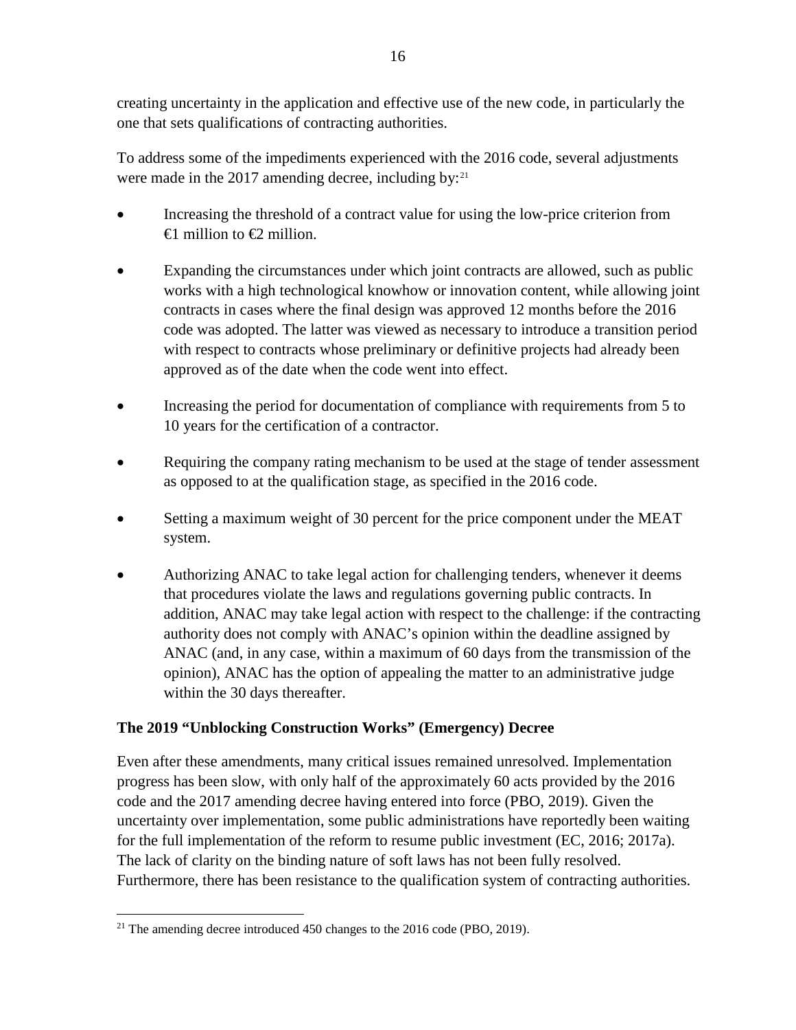creating uncertainty in the application and effective use of the new code, in particularly the one that sets qualifications of contracting authorities.

To address some of the impediments experienced with the 2016 code, several adjustments were made in the 2017 amending decree, including by:[21]

- Increasing the threshold of a contract value for using the low-price criterion from €1 million to €2 million.
- Expanding the circumstances under which joint contracts are allowed, such as public works with a high technological knowhow or innovation content, while allowing joint contracts in cases where the final design was approved 12 months before the 2016 code was adopted. The latter was viewed as necessary to introduce a transition period with respect to contracts whose preliminary or definitive projects had already been approved as of the date when the code went into effect.
- Increasing the period for documentation of compliance with requirements from 5 to 10 years for the certification of a contractor.
- Requiring the company rating mechanism to be used at the stage of tender assessment as opposed to at the qualification stage, as specified in the 2016 code.
- Setting a maximum weight of 30 percent for the price component under the MEAT system.
- Authorizing ANAC to take legal action for challenging tenders, whenever it deems that procedures violate the laws and regulations governing public contracts. In addition, ANAC may take legal action with respect to the challenge: if the contracting authority does not comply with ANAC's opinion within the deadline assigned by ANAC (and, in any case, within a maximum of 60 days from the transmission of the opinion), ANAC has the option of appealing the matter to an administrative judge within the 30 days thereafter.

### The 2019 "Unblocking Construction Works" (Emergency) Decree

Even after these amendments, many critical issues remained unresolved. Implementation progress has been slow, with only half of the approximately 60 acts provided by the 2016 code and the 2017 amending decree having entered into force (PBO, 2019). Given the uncertainty over implementation, some public administrations have reportedly been waiting for the full implementation of the reform to resume public investment (EC, 2016; 2017a). The lack of clarity on the binding nature of soft laws has not been fully resolved. Furthermore, there has been resistance to the qualification system of contracting authorities.

---

[21] The amending decree introduced 450 changes to the 2016 code (PBO, 2019).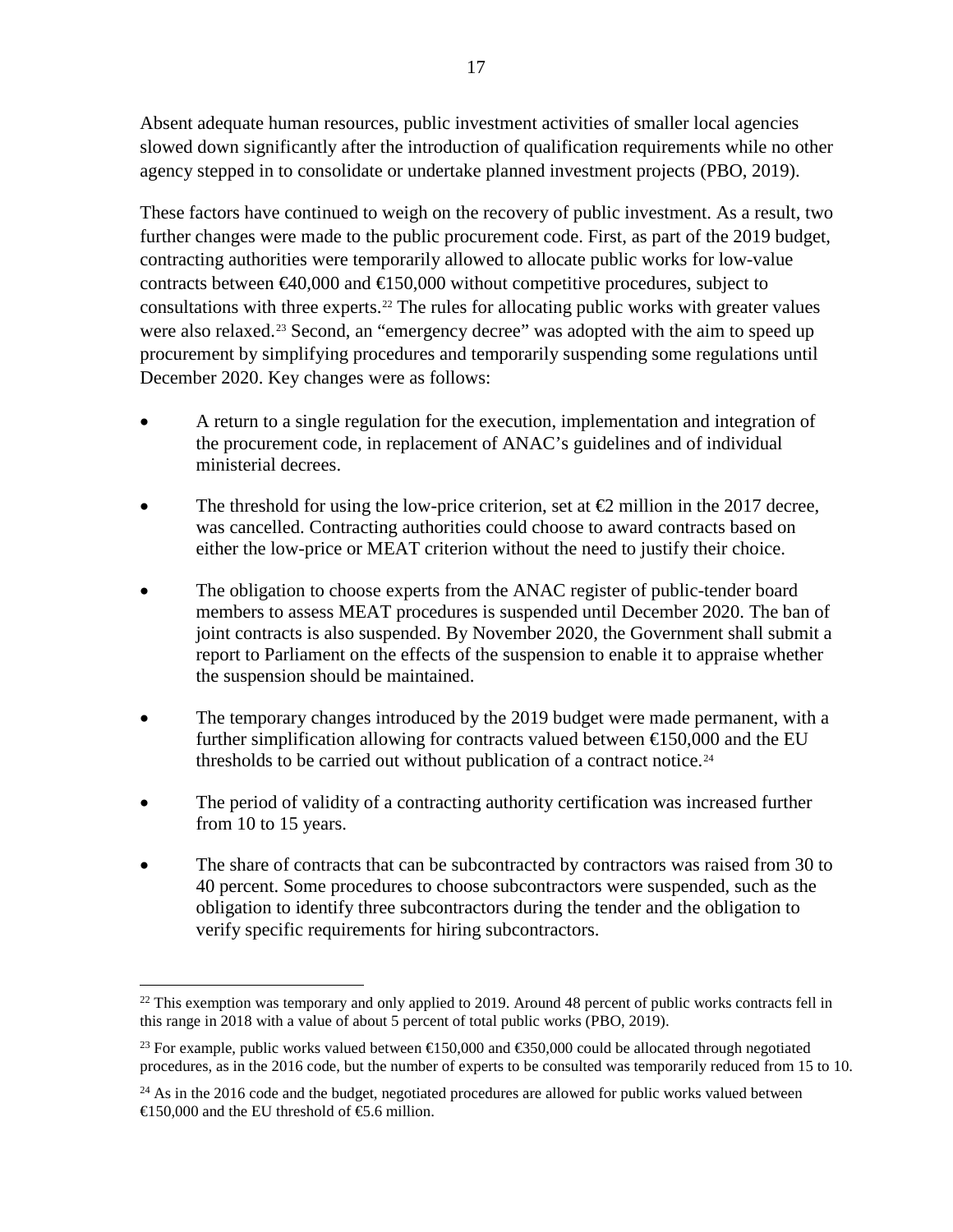Absent adequate human resources, public investment activities of smaller local agencies slowed down significantly after the introduction of qualification requirements while no other agency stepped in to consolidate or undertake planned investment projects (PBO, 2019).

These factors have continued to weigh on the recovery of public investment. As a result, two further changes were made to the public procurement code. First, as part of the 2019 budget, contracting authorities were temporarily allowed to allocate public works for low-value contracts between €40,000 and €150,000 without competitive procedures, subject to consultations with three experts.[22] The rules for allocating public works with greater values were also relaxed.[23] Second, an "emergency decree" was adopted with the aim to speed up procurement by simplifying procedures and temporarily suspending some regulations until December 2020. Key changes were as follows:

- A return to a single regulation for the execution, implementation and integration of the procurement code, in replacement of ANAC's guidelines and of individual ministerial decrees.
- The threshold for using the low-price criterion, set at €2 million in the 2017 decree, was cancelled. Contracting authorities could choose to award contracts based on either the low-price or MEAT criterion without the need to justify their choice.
- The obligation to choose experts from the ANAC register of public-tender board members to assess MEAT procedures is suspended until December 2020. The ban of joint contracts is also suspended. By November 2020, the Government shall submit a report to Parliament on the effects of the suspension to enable it to appraise whether the suspension should be maintained.
- The temporary changes introduced by the 2019 budget were made permanent, with a further simplification allowing for contracts valued between €150,000 and the EU thresholds to be carried out without publication of a contract notice.[24]
- The period of validity of a contracting authority certification was increased further from 10 to 15 years.
- The share of contracts that can be subcontracted by contractors was raised from 30 to 40 percent. Some procedures to choose subcontractors were suspended, such as the obligation to identify three subcontractors during the tender and the obligation to verify specific requirements for hiring subcontractors.

---

[22] This exemption was temporary and only applied to 2019. Around 48 percent of public works contracts fell in this range in 2018 with a value of about 5 percent of total public works (PBO, 2019).

[23] For example, public works valued between €150,000 and €350,000 could be allocated through negotiated procedures, as in the 2016 code, but the number of experts to be consulted was temporarily reduced from 15 to 10.

[24] As in the 2016 code and the budget, negotiated procedures are allowed for public works valued between €150,000 and the EU threshold of €5.6 million.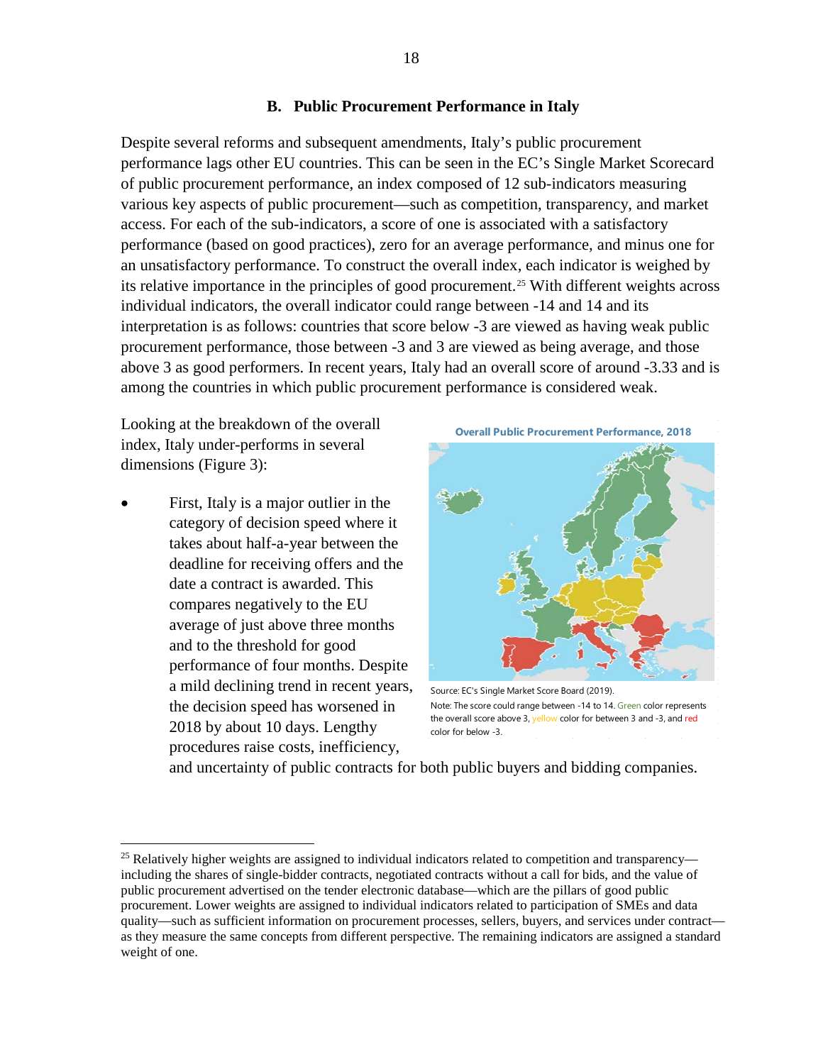### B. Public Procurement Performance in Italy

Despite several reforms and subsequent amendments, Italy's public procurement performance lags other EU countries. This can be seen in the EC's Single Market Scorecard of public procurement performance, an index composed of 12 sub-indicators measuring various key aspects of public procurement—such as competition, transparency, and market access. For each of the sub-indicators, a score of one is associated with a satisfactory performance (based on good practices), zero for an average performance, and minus one for an unsatisfactory performance. To construct the overall index, each indicator is weighed by its relative importance in the principles of good procurement.[25] With different weights across individual indicators, the overall indicator could range between -14 and 14 and its interpretation is as follows: countries that score below -3 are viewed as having weak public procurement performance, those between -3 and 3 are viewed as being average, and those above 3 as good performers. In recent years, Italy had an overall score of around -3.33 and is among the countries in which public procurement performance is considered weak.

Looking at the breakdown of the overall index, Italy under-performs in several dimensions (Figure 3):

**Overall Public Procurement Performance, 2018**

Source: EC's Single Market Score Board (2019).
Note: The score could range between -14 to 14. Green color represents the overall score above 3, yellow color for between 3 and -3, and red color for below -3.

- First, Italy is a major outlier in the category of decision speed where it takes about half-a-year between the deadline for receiving offers and the date a contract is awarded. This compares negatively to the EU average of just above three months and to the threshold for good performance of four months. Despite a mild declining trend in recent years, the decision speed has worsened in 2018 by about 10 days. Lengthy procedures raise costs, inefficiency, and uncertainty of public contracts for both public buyers and bidding companies.

---

[25] Relatively higher weights are assigned to individual indicators related to competition and transparency—including the shares of single-bidder contracts, negotiated contracts without a call for bids, and the value of public procurement advertised on the tender electronic database—which are the pillars of good public procurement. Lower weights are assigned to individual indicators related to participation of SMEs and data quality—such as sufficient information on procurement processes, sellers, buyers, and services under contract—as they measure the same concepts from different perspective. The remaining indicators are assigned a standard weight of one.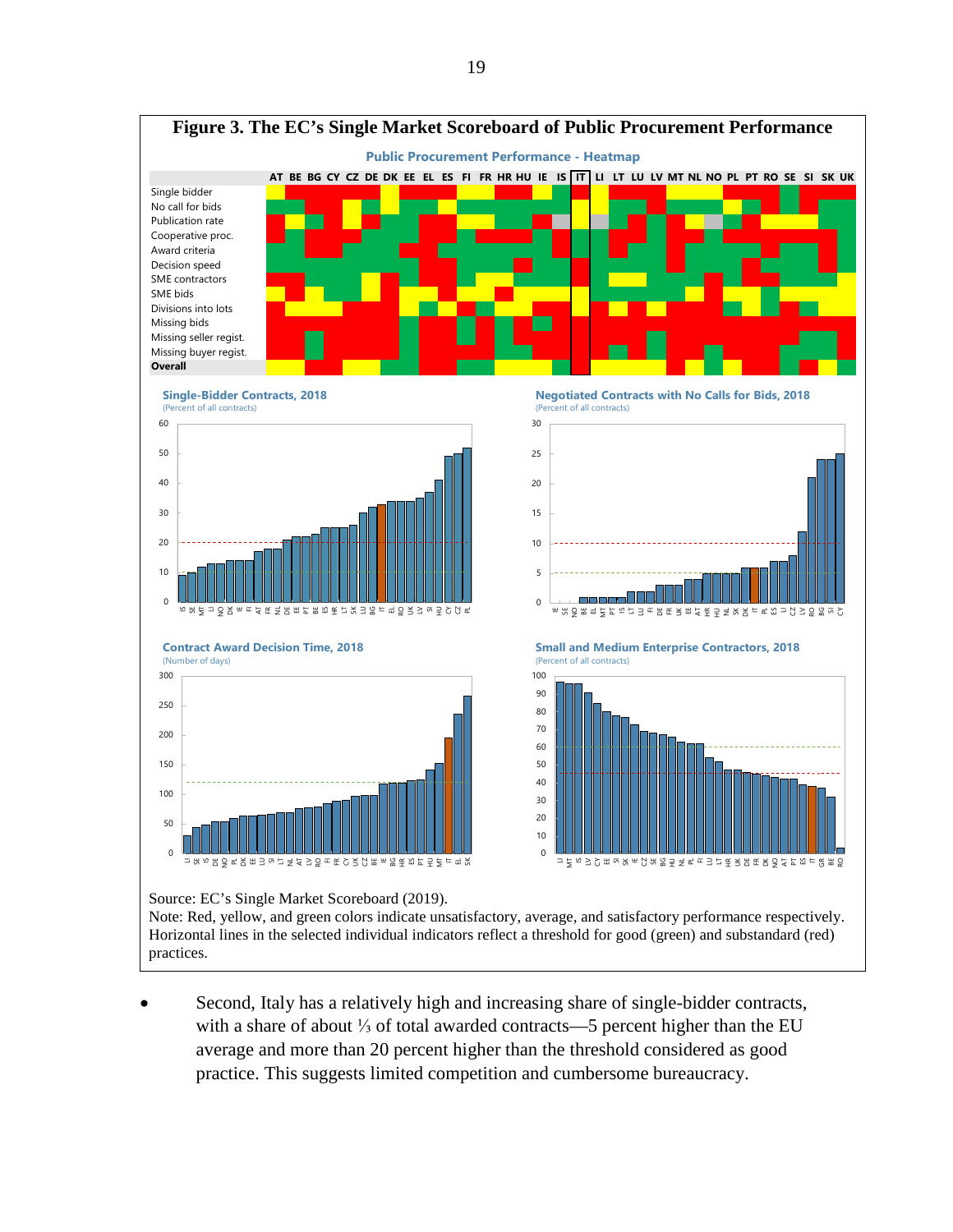**Figure 3. The EC's Single Market Scoreboard of Public Procurement Performance**

Public Procurement Performance - Heatmap

Single-Bidder Contracts, 2018
(Percent of all contracts)

Negotiated Contracts with No Calls for Bids, 2018
(Percent of all contracts)

Contract Award Decision Time, 2018
(Number of days)

Small and Medium Enterprise Contractors, 2018
(Percent of all contracts)

Source: EC's Single Market Scoreboard (2019).
Note: Red, yellow, and green colors indicate unsatisfactory, average, and satisfactory performance respectively. Horizontal lines in the selected individual indicators reflect a threshold for good (green) and substandard (red) practices.

- Second, Italy has a relatively high and increasing share of single-bidder contracts, with a share of about ⅓ of total awarded contracts—5 percent higher than the EU average and more than 20 percent higher than the threshold considered as good practice. This suggests limited competition and cumbersome bureaucracy.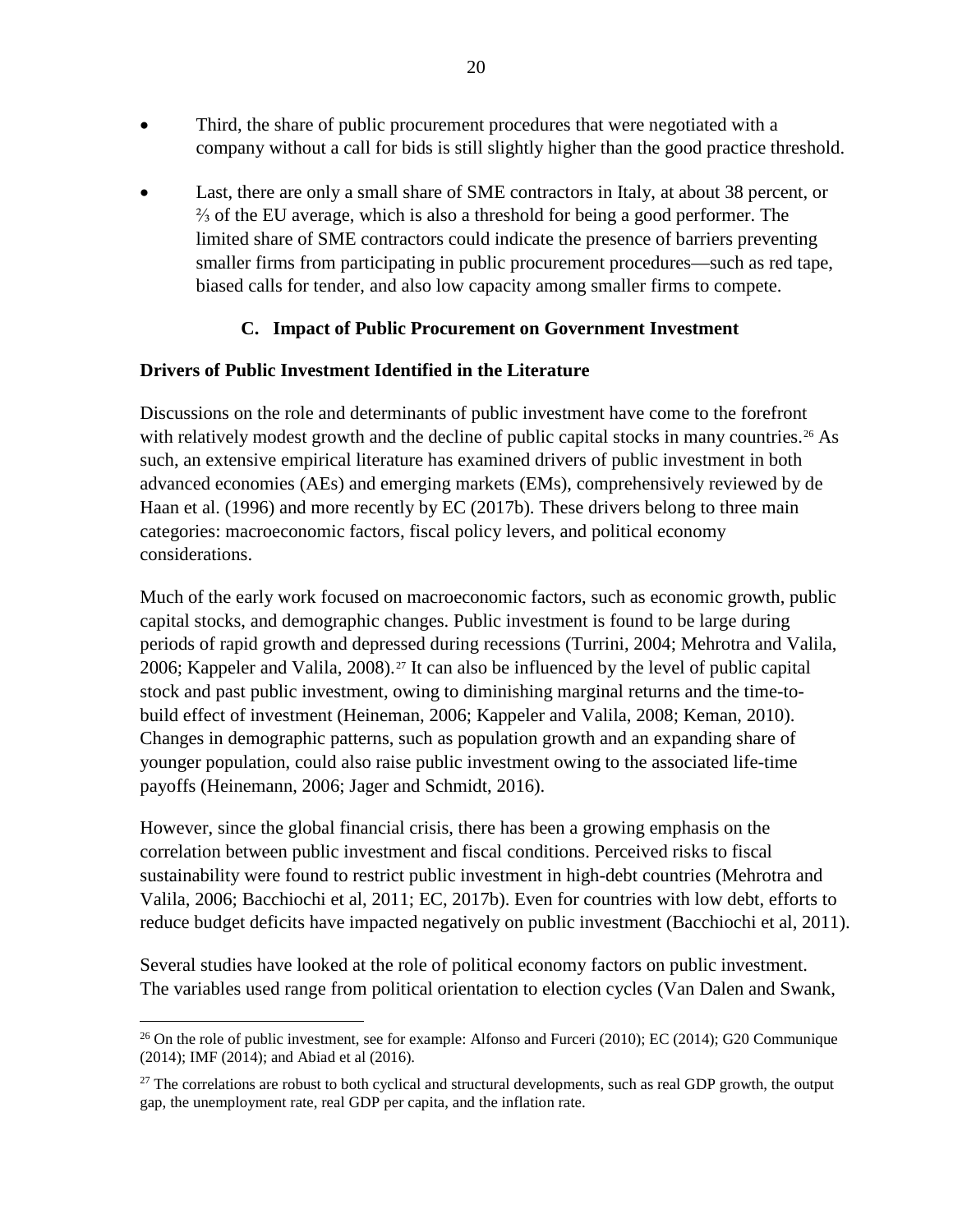- Third, the share of public procurement procedures that were negotiated with a company without a call for bids is still slightly higher than the good practice threshold.

- Last, there are only a small share of SME contractors in Italy, at about 38 percent, or ⅔ of the EU average, which is also a threshold for being a good performer. The limited share of SME contractors could indicate the presence of barriers preventing smaller firms from participating in public procurement procedures—such as red tape, biased calls for tender, and also low capacity among smaller firms to compete.

## C. Impact of Public Procurement on Government Investment

### Drivers of Public Investment Identified in the Literature

Discussions on the role and determinants of public investment have come to the forefront with relatively modest growth and the decline of public capital stocks in many countries.[26] As such, an extensive empirical literature has examined drivers of public investment in both advanced economies (AEs) and emerging markets (EMs), comprehensively reviewed by de Haan et al. (1996) and more recently by EC (2017b). These drivers belong to three main categories: macroeconomic factors, fiscal policy levers, and political economy considerations.

Much of the early work focused on macroeconomic factors, such as economic growth, public capital stocks, and demographic changes. Public investment is found to be large during periods of rapid growth and depressed during recessions (Turrini, 2004; Mehrotra and Valila, 2006; Kappeler and Valila, 2008).[27] It can also be influenced by the level of public capital stock and past public investment, owing to diminishing marginal returns and the time-to-build effect of investment (Heineman, 2006; Kappeler and Valila, 2008; Keman, 2010). Changes in demographic patterns, such as population growth and an expanding share of younger population, could also raise public investment owing to the associated life-time payoffs (Heinemann, 2006; Jager and Schmidt, 2016).

However, since the global financial crisis, there has been a growing emphasis on the correlation between public investment and fiscal conditions. Perceived risks to fiscal sustainability were found to restrict public investment in high-debt countries (Mehrotra and Valila, 2006; Bacchiochi et al, 2011; EC, 2017b). Even for countries with low debt, efforts to reduce budget deficits have impacted negatively on public investment (Bacchiochi et al, 2011).

Several studies have looked at the role of political economy factors on public investment. The variables used range from political orientation to election cycles (Van Dalen and Swank,

---

[26] On the role of public investment, see for example: Alfonso and Furceri (2010); EC (2014); G20 Communique (2014); IMF (2014); and Abiad et al (2016).

[27] The correlations are robust to both cyclical and structural developments, such as real GDP growth, the output gap, the unemployment rate, real GDP per capita, and the inflation rate.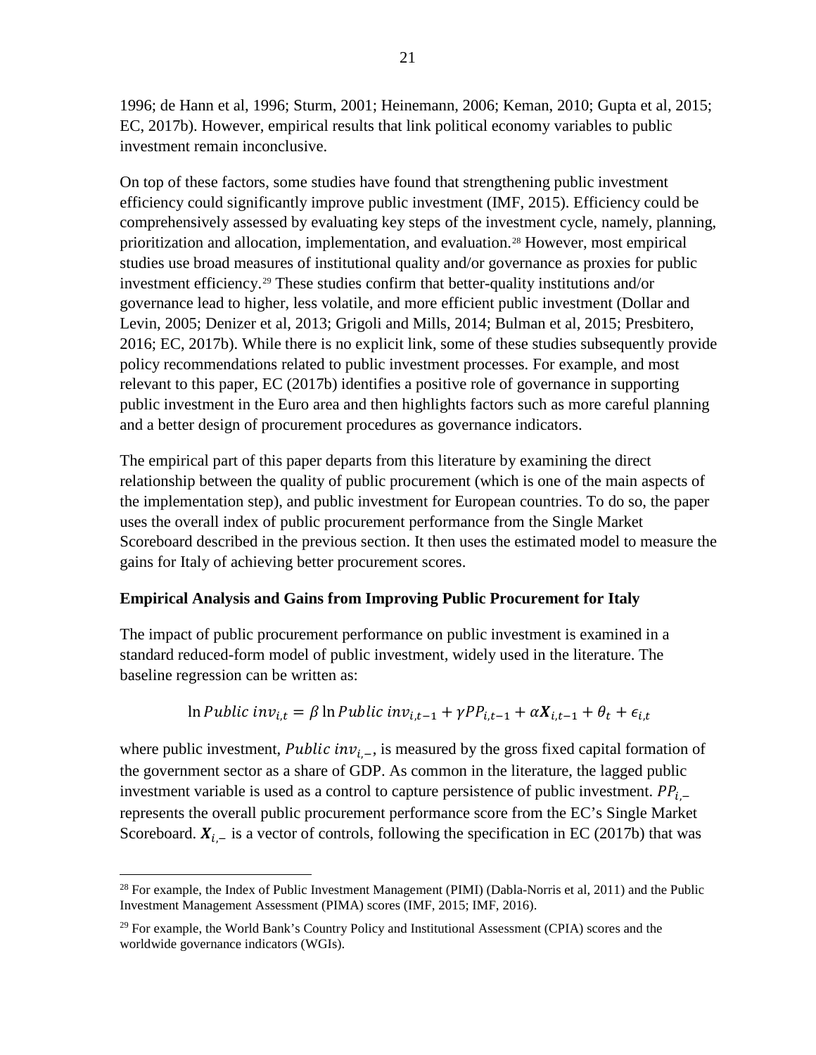1996; de Hann et al, 1996; Sturm, 2001; Heinemann, 2006; Keman, 2010; Gupta et al, 2015; EC, 2017b). However, empirical results that link political economy variables to public investment remain inconclusive.

On top of these factors, some studies have found that strengthening public investment efficiency could significantly improve public investment (IMF, 2015). Efficiency could be comprehensively assessed by evaluating key steps of the investment cycle, namely, planning, prioritization and allocation, implementation, and evaluation.[28] However, most empirical studies use broad measures of institutional quality and/or governance as proxies for public investment efficiency.[29] These studies confirm that better-quality institutions and/or governance lead to higher, less volatile, and more efficient public investment (Dollar and Levin, 2005; Denizer et al, 2013; Grigoli and Mills, 2014; Bulman et al, 2015; Presbitero, 2016; EC, 2017b). While there is no explicit link, some of these studies subsequently provide policy recommendations related to public investment processes. For example, and most relevant to this paper, EC (2017b) identifies a positive role of governance in supporting public investment in the Euro area and then highlights factors such as more careful planning and a better design of procurement procedures as governance indicators.

The empirical part of this paper departs from this literature by examining the direct relationship between the quality of public procurement (which is one of the main aspects of the implementation step), and public investment for European countries. To do so, the paper uses the overall index of public procurement performance from the Single Market Scoreboard described in the previous section. It then uses the estimated model to measure the gains for Italy of achieving better procurement scores.

**Empirical Analysis and Gains from Improving Public Procurement for Italy**

The impact of public procurement performance on public investment is examined in a standard reduced-form model of public investment, widely used in the literature. The baseline regression can be written as:

$$\ln Public\ inv_{i,t} = \beta \ln Public\ inv_{i,t-1} + \gamma PP_{i,t-1} + \alpha \boldsymbol{X}_{i,t-1} + \theta_t + \epsilon_{i,t}$$

where public investment, $Public\ inv_{i,-}$, is measured by the gross fixed capital formation of the government sector as a share of GDP. As common in the literature, the lagged public investment variable is used as a control to capture persistence of public investment. $PP_{i,-}$ represents the overall public procurement performance score from the EC's Single Market Scoreboard. $\boldsymbol{X}_{i,-}$ is a vector of controls, following the specification in EC (2017b) that was

---

[28] For example, the Index of Public Investment Management (PIMI) (Dabla-Norris et al, 2011) and the Public Investment Management Assessment (PIMA) scores (IMF, 2015; IMF, 2016).

[29] For example, the World Bank's Country Policy and Institutional Assessment (CPIA) scores and the worldwide governance indicators (WGIs).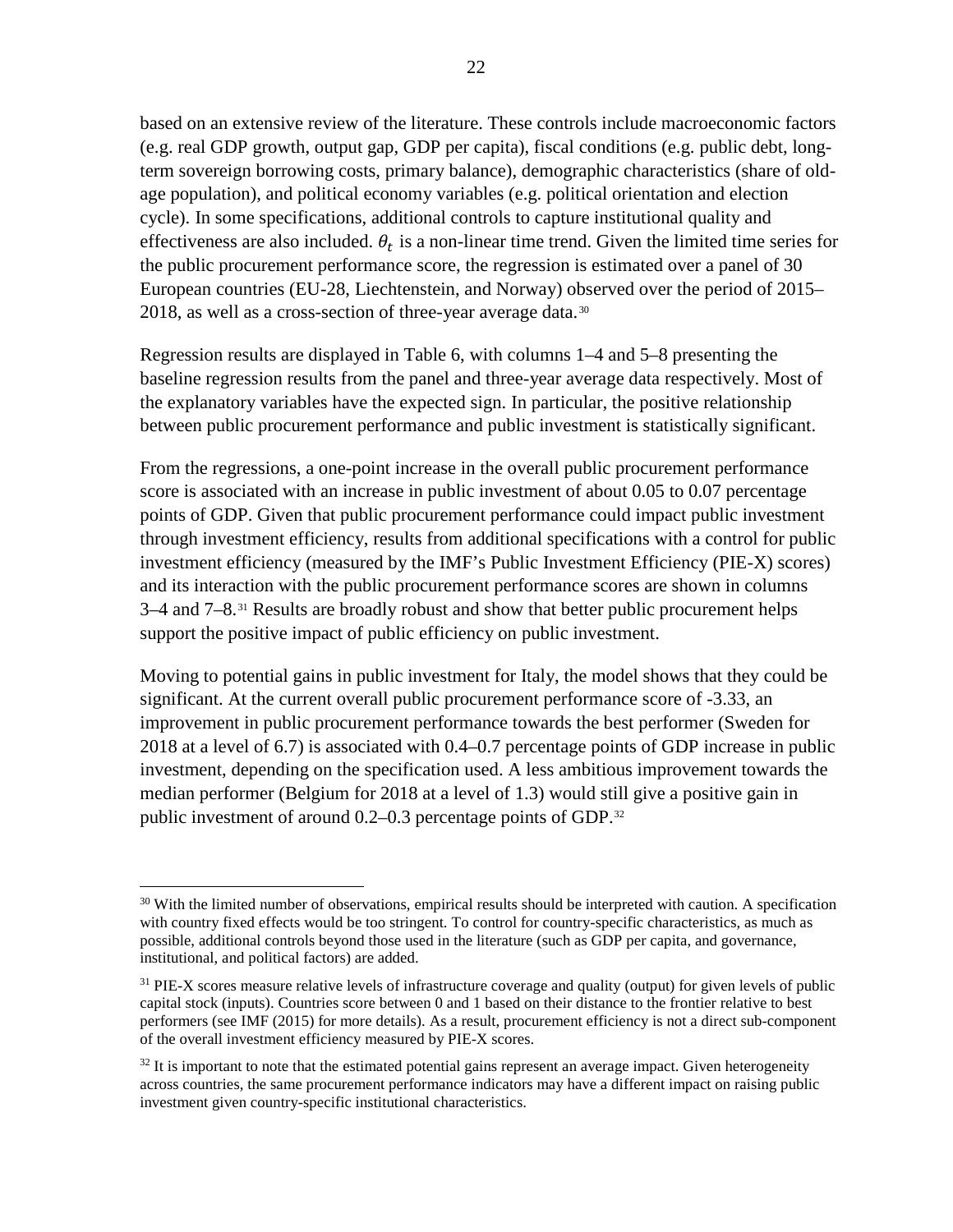based on an extensive review of the literature. These controls include macroeconomic factors (e.g. real GDP growth, output gap, GDP per capita), fiscal conditions (e.g. public debt, long-term sovereign borrowing costs, primary balance), demographic characteristics (share of old-age population), and political economy variables (e.g. political orientation and election cycle). In some specifications, additional controls to capture institutional quality and effectiveness are also included. $\theta_t$ is a non-linear time trend. Given the limited time series for the public procurement performance score, the regression is estimated over a panel of 30 European countries (EU-28, Liechtenstein, and Norway) observed over the period of 2015–2018, as well as a cross-section of three-year average data.[30]

Regression results are displayed in Table 6, with columns 1–4 and 5–8 presenting the baseline regression results from the panel and three-year average data respectively. Most of the explanatory variables have the expected sign. In particular, the positive relationship between public procurement performance and public investment is statistically significant.

From the regressions, a one-point increase in the overall public procurement performance score is associated with an increase in public investment of about 0.05 to 0.07 percentage points of GDP. Given that public procurement performance could impact public investment through investment efficiency, results from additional specifications with a control for public investment efficiency (measured by the IMF's Public Investment Efficiency (PIE-X) scores) and its interaction with the public procurement performance scores are shown in columns 3–4 and 7–8.[31] Results are broadly robust and show that better public procurement helps support the positive impact of public efficiency on public investment.

Moving to potential gains in public investment for Italy, the model shows that they could be significant. At the current overall public procurement performance score of -3.33, an improvement in public procurement performance towards the best performer (Sweden for 2018 at a level of 6.7) is associated with 0.4–0.7 percentage points of GDP increase in public investment, depending on the specification used. A less ambitious improvement towards the median performer (Belgium for 2018 at a level of 1.3) would still give a positive gain in public investment of around 0.2–0.3 percentage points of GDP.[32]

---

[30] With the limited number of observations, empirical results should be interpreted with caution. A specification with country fixed effects would be too stringent. To control for country-specific characteristics, as much as possible, additional controls beyond those used in the literature (such as GDP per capita, and governance, institutional, and political factors) are added.

[31] PIE-X scores measure relative levels of infrastructure coverage and quality (output) for given levels of public capital stock (inputs). Countries score between 0 and 1 based on their distance to the frontier relative to best performers (see IMF (2015) for more details). As a result, procurement efficiency is not a direct sub-component of the overall investment efficiency measured by PIE-X scores.

[32] It is important to note that the estimated potential gains represent an average impact. Given heterogeneity across countries, the same procurement performance indicators may have a different impact on raising public investment given country-specific institutional characteristics.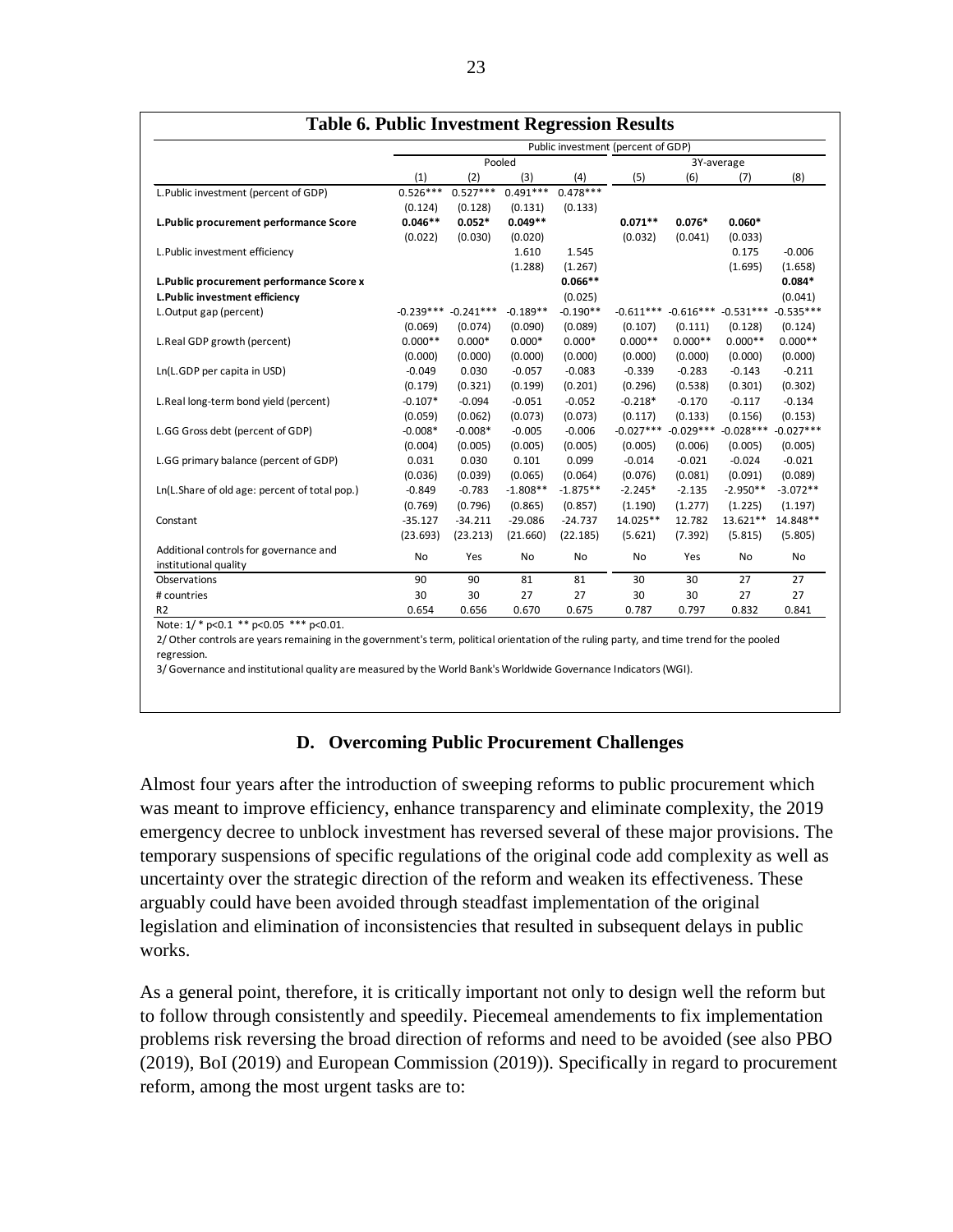**Table 6. Public Investment Regression Results**

| | Public investment (percent of GDP) | | | | | | | |
|---|---|---|---|---|---|---|---|---|
| | Pooled | | | | 3Y-average | | | |
| | (1) | (2) | (3) | (4) | (5) | (6) | (7) | (8) |
| L.Public investment (percent of GDP) | 0.526*** | 0.527*** | 0.491*** | 0.478*** | | | | |
| | (0.124) | (0.128) | (0.131) | (0.133) | | | | |
| **L.Public procurement performance Score** | **0.046**** | **0.052*** | **0.049**** | | **0.071**** | **0.076*** | **0.060*** | |
| | (0.022) | (0.030) | (0.020) | | (0.032) | (0.041) | (0.033) | |
| L.Public investment efficiency | | | 1.610 | 1.545 | | | 0.175 | -0.006 |
| | | | (1.288) | (1.267) | | | (1.695) | (1.658) |
| **L.Public procurement performance Score x L.Public investment efficiency** | | | | **0.066**** | | | | **0.084*** |
| | | | | (0.025) | | | | (0.041) |
| L.Output gap (percent) | -0.239*** | -0.241*** | -0.189** | -0.190** | -0.611*** | -0.616*** | -0.531*** | -0.535*** |
| | (0.069) | (0.074) | (0.090) | (0.089) | (0.107) | (0.111) | (0.128) | (0.124) |
| L.Real GDP growth (percent) | 0.000** | 0.000* | 0.000* | 0.000* | 0.000** | 0.000** | 0.000** | 0.000** |
| | (0.000) | (0.000) | (0.000) | (0.000) | (0.000) | (0.000) | (0.000) | (0.000) |
| Ln(L.GDP per capita in USD) | -0.049 | 0.030 | -0.057 | -0.083 | -0.339 | -0.283 | -0.143 | -0.211 |
| | (0.179) | (0.321) | (0.199) | (0.201) | (0.296) | (0.538) | (0.301) | (0.302) |
| L.Real long-term bond yield (percent) | -0.107* | -0.094 | -0.051 | -0.052 | -0.218* | -0.170 | -0.117 | -0.134 |
| | (0.059) | (0.062) | (0.073) | (0.073) | (0.117) | (0.133) | (0.156) | (0.153) |
| L.GG Gross debt (percent of GDP) | -0.008* | -0.008* | -0.005 | -0.006 | -0.027*** | -0.029*** | -0.028*** | -0.027*** |
| | (0.004) | (0.005) | (0.005) | (0.005) | (0.005) | (0.006) | (0.005) | (0.005) |
| L.GG primary balance (percent of GDP) | 0.031 | 0.030 | 0.101 | 0.099 | -0.014 | -0.021 | -0.024 | -0.021 |
| | (0.036) | (0.039) | (0.065) | (0.064) | (0.076) | (0.081) | (0.091) | (0.089) |
| Ln(L.Share of old age: percent of total pop.) | -0.849 | -0.783 | -1.808** | -1.875** | -2.245* | -2.135 | -2.950** | -3.072** |
| | (0.769) | (0.796) | (0.865) | (0.857) | (1.190) | (1.277) | (1.225) | (1.197) |
| Constant | -35.127 | -34.211 | -29.086 | -24.737 | 14.025** | 12.782 | 13.621** | 14.848** |
| | (23.693) | (23.213) | (21.660) | (22.185) | (5.621) | (7.392) | (5.815) | (5.805) |
| Additional controls for governance and institutional quality | No | Yes | No | No | No | Yes | No | No |
| Observations | 90 | 90 | 81 | 81 | 30 | 30 | 27 | 27 |
| # countries | 30 | 30 | 27 | 27 | 30 | 30 | 27 | 27 |
| R2 | 0.654 | 0.656 | 0.670 | 0.675 | 0.787 | 0.797 | 0.832 | 0.841 |

Note: 1/ * p<0.1 ** p<0.05 *** p<0.01.

2/ Other controls are years remaining in the government's term, political orientation of the ruling party, and time trend for the pooled regression.

3/ Governance and institutional quality are measured by the World Bank's Worldwide Governance Indicators (WGI).

### D. Overcoming Public Procurement Challenges

Almost four years after the introduction of sweeping reforms to public procurement which was meant to improve efficiency, enhance transparency and eliminate complexity, the 2019 emergency decree to unblock investment has reversed several of these major provisions. The temporary suspensions of specific regulations of the original code add complexity as well as uncertainty over the strategic direction of the reform and weaken its effectiveness. These arguably could have been avoided through steadfast implementation of the original legislation and elimination of inconsistencies that resulted in subsequent delays in public works.

As a general point, therefore, it is critically important not only to design well the reform but to follow through consistently and speedily. Piecemeal amendements to fix implementation problems risk reversing the broad direction of reforms and need to be avoided (see also PBO (2019), BoI (2019) and European Commission (2019)). Specifically in regard to procurement reform, among the most urgent tasks are to: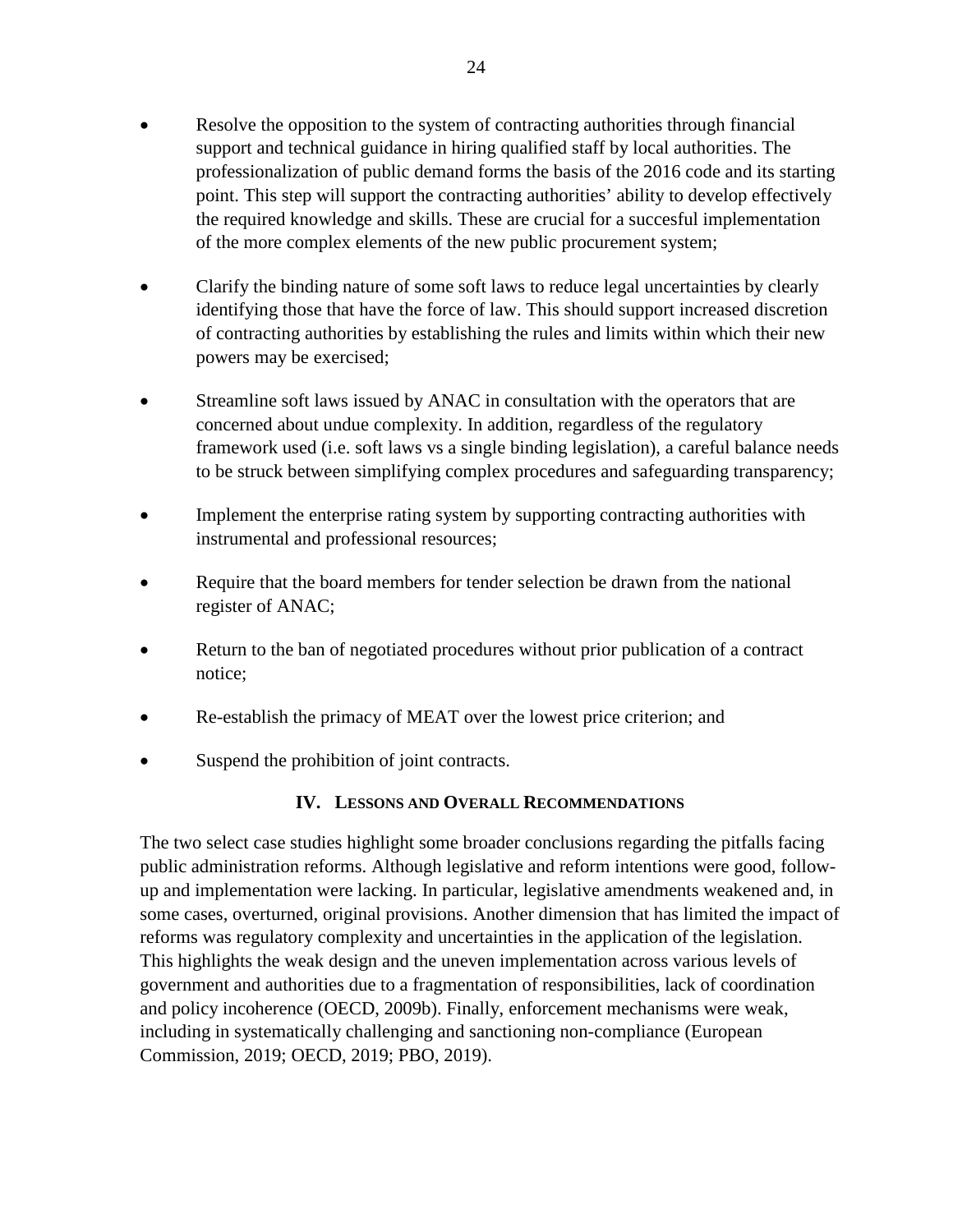- Resolve the opposition to the system of contracting authorities through financial support and technical guidance in hiring qualified staff by local authorities. The professionalization of public demand forms the basis of the 2016 code and its starting point. This step will support the contracting authorities' ability to develop effectively the required knowledge and skills. These are crucial for a succesful implementation of the more complex elements of the new public procurement system;

- Clarify the binding nature of some soft laws to reduce legal uncertainties by clearly identifying those that have the force of law. This should support increased discretion of contracting authorities by establishing the rules and limits within which their new powers may be exercised;

- Streamline soft laws issued by ANAC in consultation with the operators that are concerned about undue complexity. In addition, regardless of the regulatory framework used (i.e. soft laws vs a single binding legislation), a careful balance needs to be struck between simplifying complex procedures and safeguarding transparency;

- Implement the enterprise rating system by supporting contracting authorities with instrumental and professional resources;

- Require that the board members for tender selection be drawn from the national register of ANAC;

- Return to the ban of negotiated procedures without prior publication of a contract notice;

- Re-establish the primacy of MEAT over the lowest price criterion; and

- Suspend the prohibition of joint contracts.

## IV. Lessons and Overall Recommendations

The two select case studies highlight some broader conclusions regarding the pitfalls facing public administration reforms. Although legislative and reform intentions were good, follow-up and implementation were lacking. In particular, legislative amendments weakened and, in some cases, overturned, original provisions. Another dimension that has limited the impact of reforms was regulatory complexity and uncertainties in the application of the legislation. This highlights the weak design and the uneven implementation across various levels of government and authorities due to a fragmentation of responsibilities, lack of coordination and policy incoherence (OECD, 2009b). Finally, enforcement mechanisms were weak, including in systematically challenging and sanctioning non-compliance (European Commission, 2019; OECD, 2019; PBO, 2019).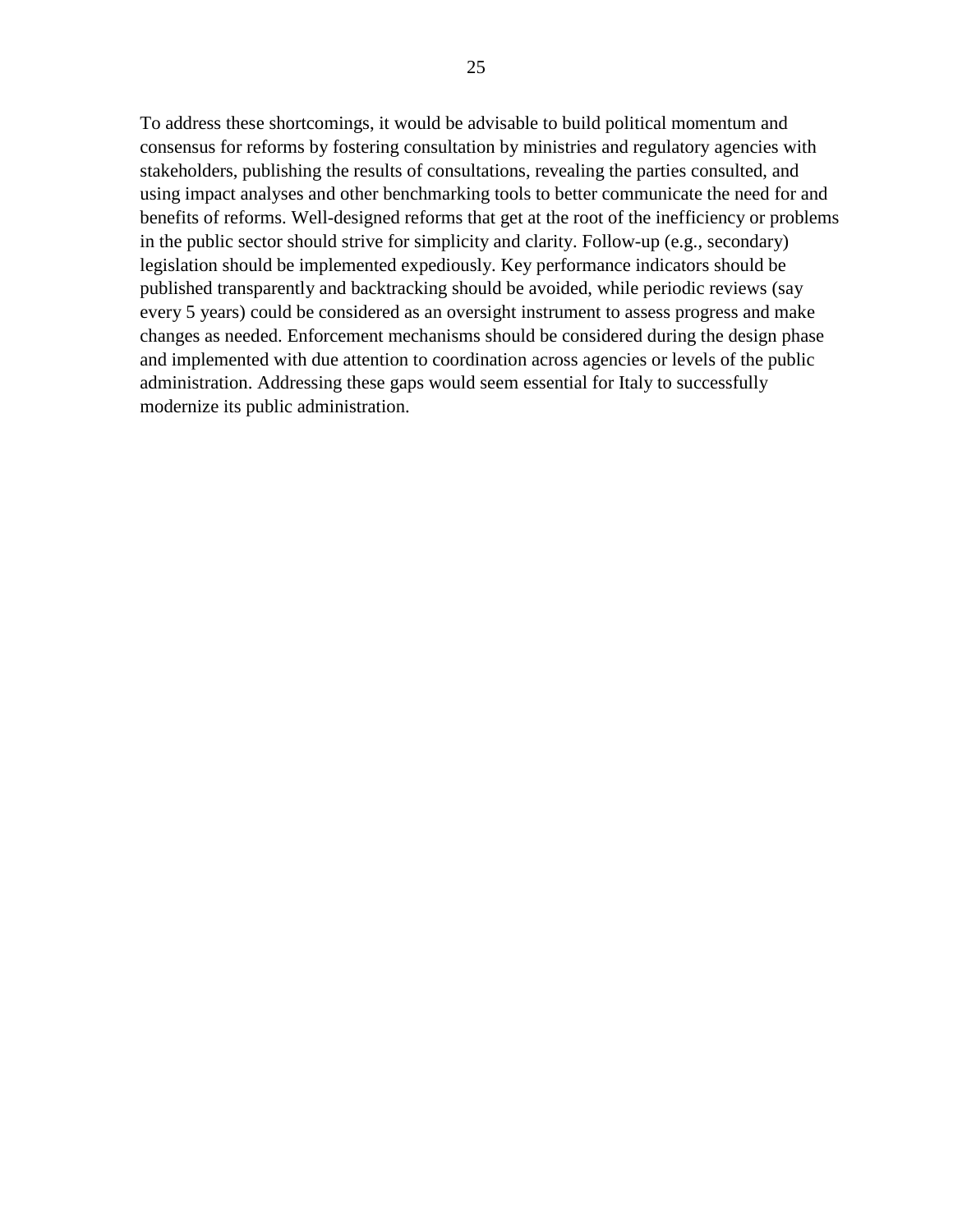To address these shortcomings, it would be advisable to build political momentum and consensus for reforms by fostering consultation by ministries and regulatory agencies with stakeholders, publishing the results of consultations, revealing the parties consulted, and using impact analyses and other benchmarking tools to better communicate the need for and benefits of reforms. Well-designed reforms that get at the root of the inefficiency or problems in the public sector should strive for simplicity and clarity. Follow-up (e.g., secondary) legislation should be implemented expediously. Key performance indicators should be published transparently and backtracking should be avoided, while periodic reviews (say every 5 years) could be considered as an oversight instrument to assess progress and make changes as needed. Enforcement mechanisms should be considered during the design phase and implemented with due attention to coordination across agencies or levels of the public administration. Addressing these gaps would seem essential for Italy to successfully modernize its public administration.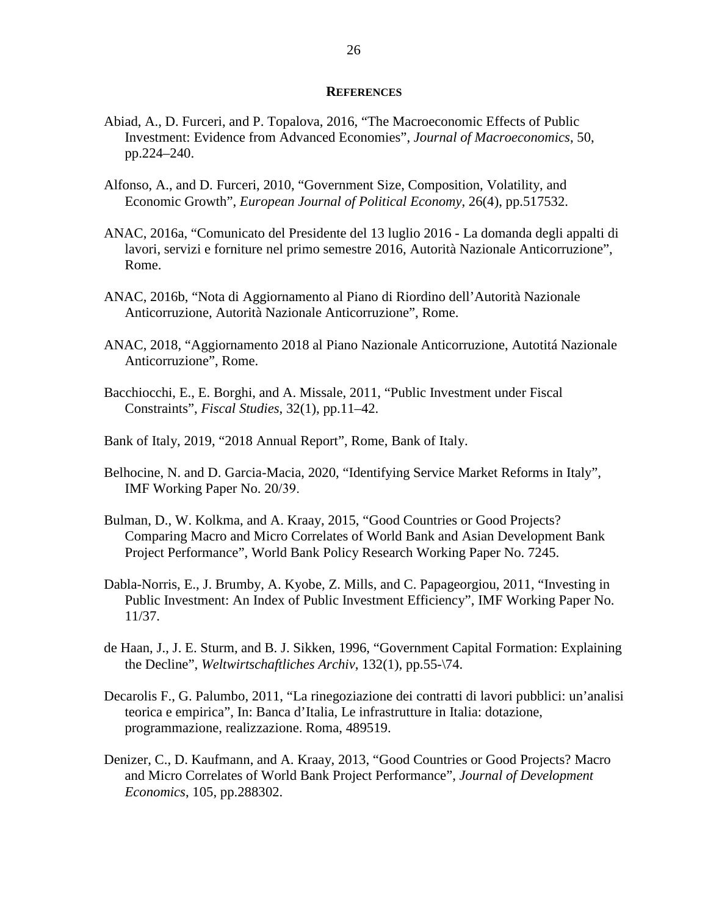## REFERENCES

Abiad, A., D. Furceri, and P. Topalova, 2016, "The Macroeconomic Effects of Public Investment: Evidence from Advanced Economies", *Journal of Macroeconomics*, 50, pp.224–240.

Alfonso, A., and D. Furceri, 2010, "Government Size, Composition, Volatility, and Economic Growth", *European Journal of Political Economy*, 26(4), pp.517532.

ANAC, 2016a, "Comunicato del Presidente del 13 luglio 2016 - La domanda degli appalti di lavori, servizi e forniture nel primo semestre 2016, Autorità Nazionale Anticorruzione", Rome.

ANAC, 2016b, "Nota di Aggiornamento al Piano di Riordino dell'Autorità Nazionale Anticorruzione, Autorità Nazionale Anticorruzione", Rome.

ANAC, 2018, "Aggiornamento 2018 al Piano Nazionale Anticorruzione, Autotitá Nazionale Anticorruzione", Rome.

Bacchiocchi, E., E. Borghi, and A. Missale, 2011, "Public Investment under Fiscal Constraints", *Fiscal Studies*, 32(1), pp.11–42.

Bank of Italy, 2019, "2018 Annual Report", Rome, Bank of Italy.

Belhocine, N. and D. Garcia-Macia, 2020, "Identifying Service Market Reforms in Italy", IMF Working Paper No. 20/39.

Bulman, D., W. Kolkma, and A. Kraay, 2015, "Good Countries or Good Projects? Comparing Macro and Micro Correlates of World Bank and Asian Development Bank Project Performance", World Bank Policy Research Working Paper No. 7245.

Dabla-Norris, E., J. Brumby, A. Kyobe, Z. Mills, and C. Papageorgiou, 2011, "Investing in Public Investment: An Index of Public Investment Efficiency", IMF Working Paper No. 11/37.

de Haan, J., J. E. Sturm, and B. J. Sikken, 1996, "Government Capital Formation: Explaining the Decline", *Weltwirtschaftliches Archiv*, 132(1), pp.55-\74.

Decarolis F., G. Palumbo, 2011, "La rinegoziazione dei contratti di lavori pubblici: un'analisi teorica e empirica", In: Banca d'Italia, Le infrastrutture in Italia: dotazione, programmazione, realizzazione. Roma, 489519.

Denizer, C., D. Kaufmann, and A. Kraay, 2013, "Good Countries or Good Projects? Macro and Micro Correlates of World Bank Project Performance", *Journal of Development Economics*, 105, pp.288302.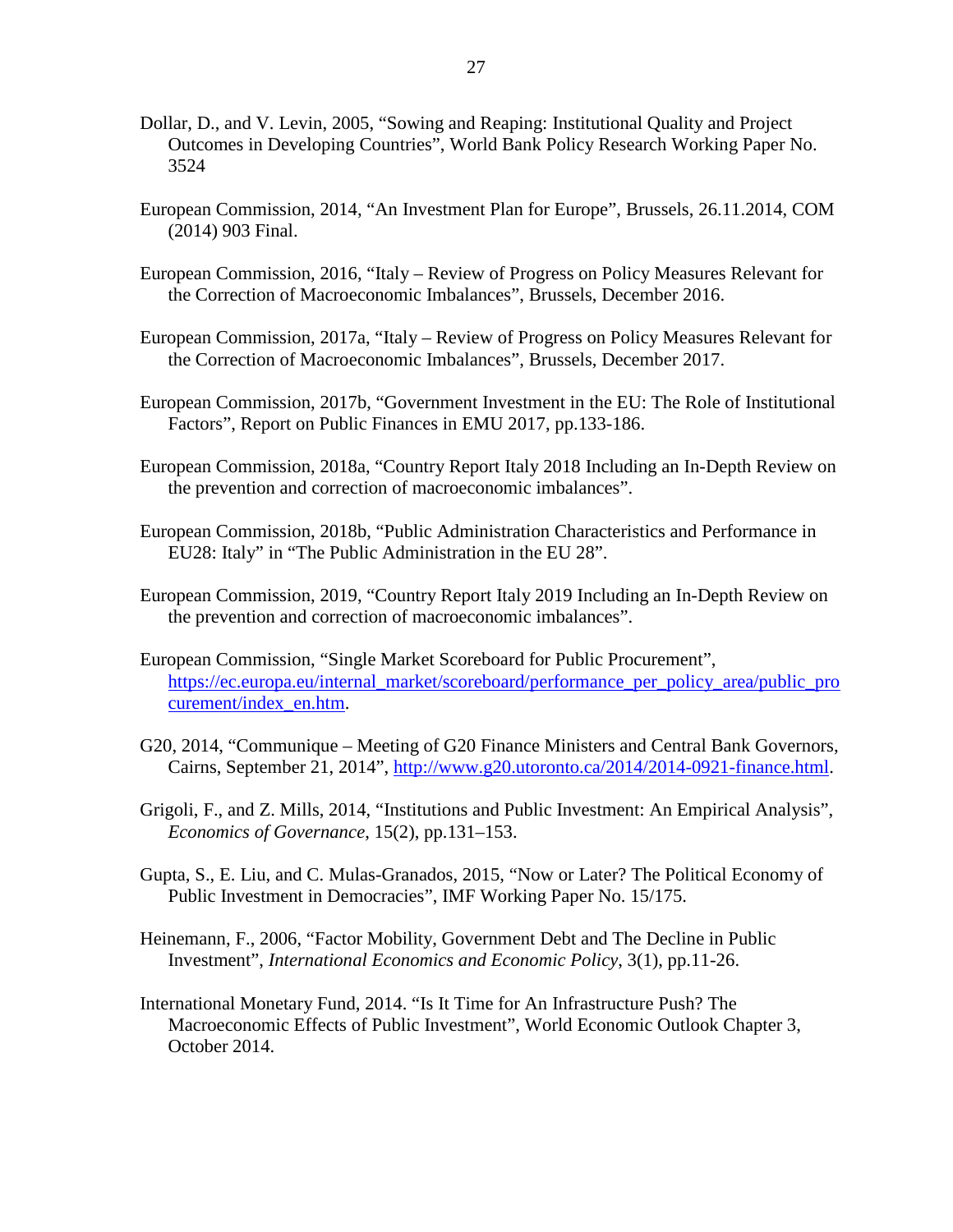Dollar, D., and V. Levin, 2005, "Sowing and Reaping: Institutional Quality and Project Outcomes in Developing Countries", World Bank Policy Research Working Paper No. 3524

European Commission, 2014, "An Investment Plan for Europe", Brussels, 26.11.2014, COM (2014) 903 Final.

European Commission, 2016, "Italy – Review of Progress on Policy Measures Relevant for the Correction of Macroeconomic Imbalances", Brussels, December 2016.

European Commission, 2017a, "Italy – Review of Progress on Policy Measures Relevant for the Correction of Macroeconomic Imbalances", Brussels, December 2017.

European Commission, 2017b, "Government Investment in the EU: The Role of Institutional Factors", Report on Public Finances in EMU 2017, pp.133-186.

European Commission, 2018a, "Country Report Italy 2018 Including an In-Depth Review on the prevention and correction of macroeconomic imbalances".

European Commission, 2018b, "Public Administration Characteristics and Performance in EU28: Italy" in "The Public Administration in the EU 28".

European Commission, 2019, "Country Report Italy 2019 Including an In-Depth Review on the prevention and correction of macroeconomic imbalances".

European Commission, "Single Market Scoreboard for Public Procurement", https://ec.europa.eu/internal_market/scoreboard/performance_per_policy_area/public_procurement/index_en.htm.

G20, 2014, "Communique – Meeting of G20 Finance Ministers and Central Bank Governors, Cairns, September 21, 2014", http://www.g20.utoronto.ca/2014/2014-0921-finance.html.

Grigoli, F., and Z. Mills, 2014, "Institutions and Public Investment: An Empirical Analysis", *Economics of Governance*, 15(2), pp.131–153.

Gupta, S., E. Liu, and C. Mulas-Granados, 2015, "Now or Later? The Political Economy of Public Investment in Democracies", IMF Working Paper No. 15/175.

Heinemann, F., 2006, "Factor Mobility, Government Debt and The Decline in Public Investment", *International Economics and Economic Policy*, 3(1), pp.11-26.

International Monetary Fund, 2014. "Is It Time for An Infrastructure Push? The Macroeconomic Effects of Public Investment", World Economic Outlook Chapter 3, October 2014.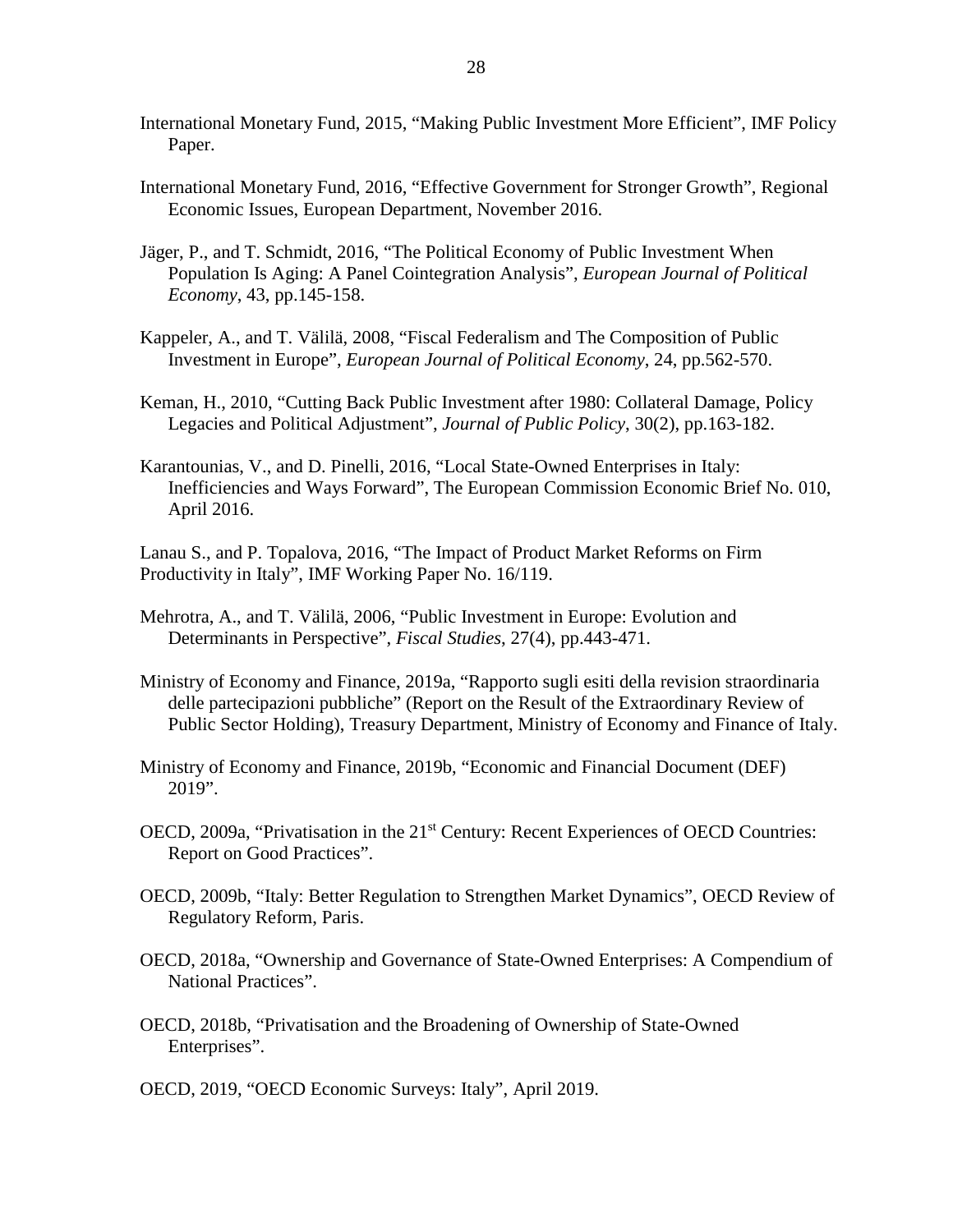International Monetary Fund, 2015, "Making Public Investment More Efficient", IMF Policy Paper.

International Monetary Fund, 2016, "Effective Government for Stronger Growth", Regional Economic Issues, European Department, November 2016.

Jäger, P., and T. Schmidt, 2016, "The Political Economy of Public Investment When Population Is Aging: A Panel Cointegration Analysis", *European Journal of Political Economy*, 43, pp.145-158.

Kappeler, A., and T. Välilä, 2008, "Fiscal Federalism and The Composition of Public Investment in Europe", *European Journal of Political Economy*, 24, pp.562-570.

Keman, H., 2010, "Cutting Back Public Investment after 1980: Collateral Damage, Policy Legacies and Political Adjustment", *Journal of Public Policy*, 30(2), pp.163-182.

Karantounias, V., and D. Pinelli, 2016, "Local State-Owned Enterprises in Italy: Inefficiencies and Ways Forward", The European Commission Economic Brief No. 010, April 2016.

Lanau S., and P. Topalova, 2016, "The Impact of Product Market Reforms on Firm Productivity in Italy", IMF Working Paper No. 16/119.

Mehrotra, A., and T. Välilä, 2006, "Public Investment in Europe: Evolution and Determinants in Perspective", *Fiscal Studies*, 27(4), pp.443-471.

Ministry of Economy and Finance, 2019a, "Rapporto sugli esiti della revision straordinaria delle partecipazioni pubbliche" (Report on the Result of the Extraordinary Review of Public Sector Holding), Treasury Department, Ministry of Economy and Finance of Italy.

Ministry of Economy and Finance, 2019b, "Economic and Financial Document (DEF) 2019".

OECD, 2009a, "Privatisation in the 21st Century: Recent Experiences of OECD Countries: Report on Good Practices".

OECD, 2009b, "Italy: Better Regulation to Strengthen Market Dynamics", OECD Review of Regulatory Reform, Paris.

OECD, 2018a, "Ownership and Governance of State-Owned Enterprises: A Compendium of National Practices".

OECD, 2018b, "Privatisation and the Broadening of Ownership of State-Owned Enterprises".

OECD, 2019, "OECD Economic Surveys: Italy", April 2019.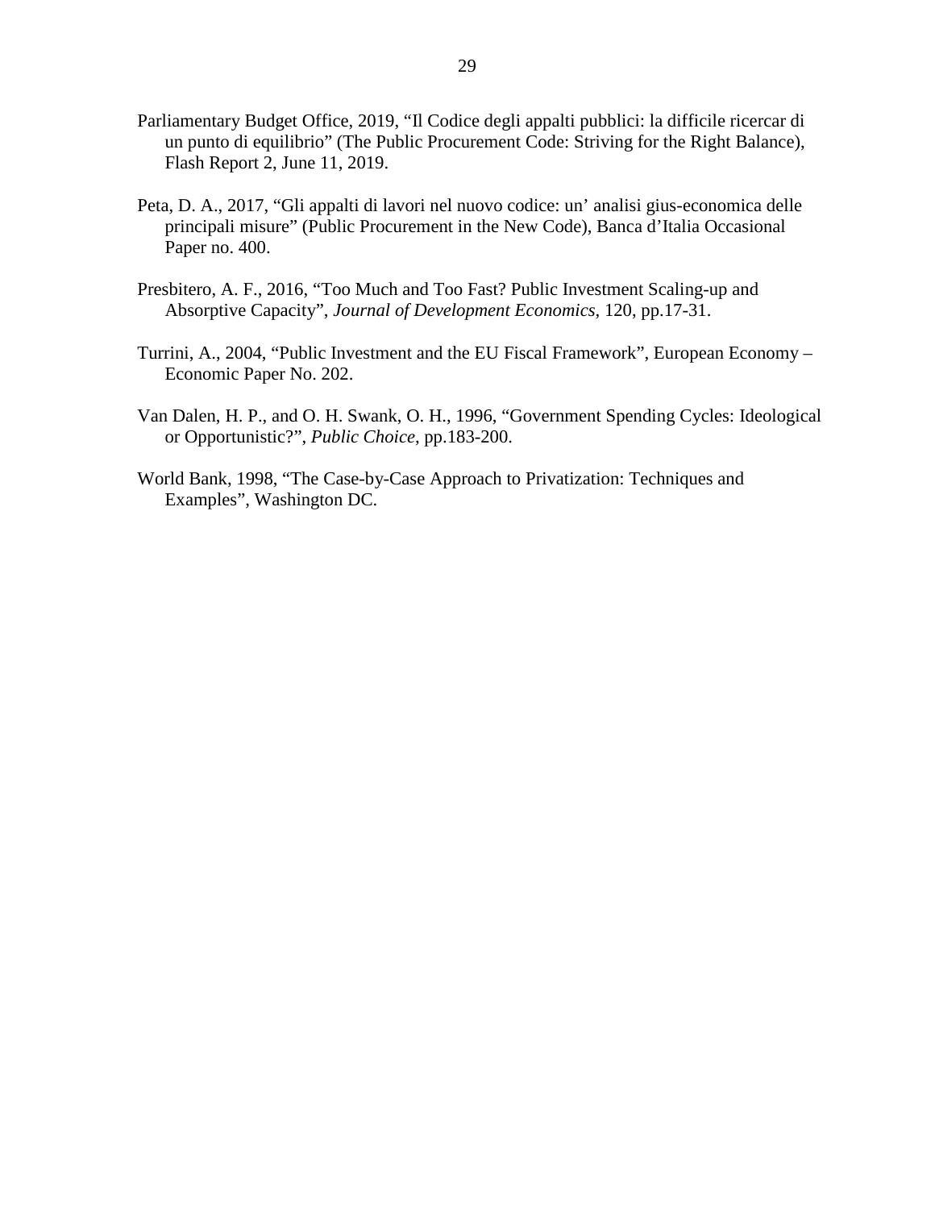Parliamentary Budget Office, 2019, “Il Codice degli appalti pubblici: la difficile ricercar di un punto di equilibrio” (The Public Procurement Code: Striving for the Right Balance), Flash Report 2, June 11, 2019.

Peta, D. A., 2017, “Gli appalti di lavori nel nuovo codice: un’ analisi gius-economica delle principali misure” (Public Procurement in the New Code), Banca d’Italia Occasional Paper no. 400.

Presbitero, A. F., 2016, “Too Much and Too Fast? Public Investment Scaling-up and Absorptive Capacity”, *Journal of Development Economics*, 120, pp.17-31.

Turrini, A., 2004, “Public Investment and the EU Fiscal Framework”, European Economy – Economic Paper No. 202.

Van Dalen, H. P., and O. H. Swank, O. H., 1996, “Government Spending Cycles: Ideological or Opportunistic?”, *Public Choice*, pp.183-200.

World Bank, 1998, “The Case-by-Case Approach to Privatization: Techniques and Examples”, Washington DC.